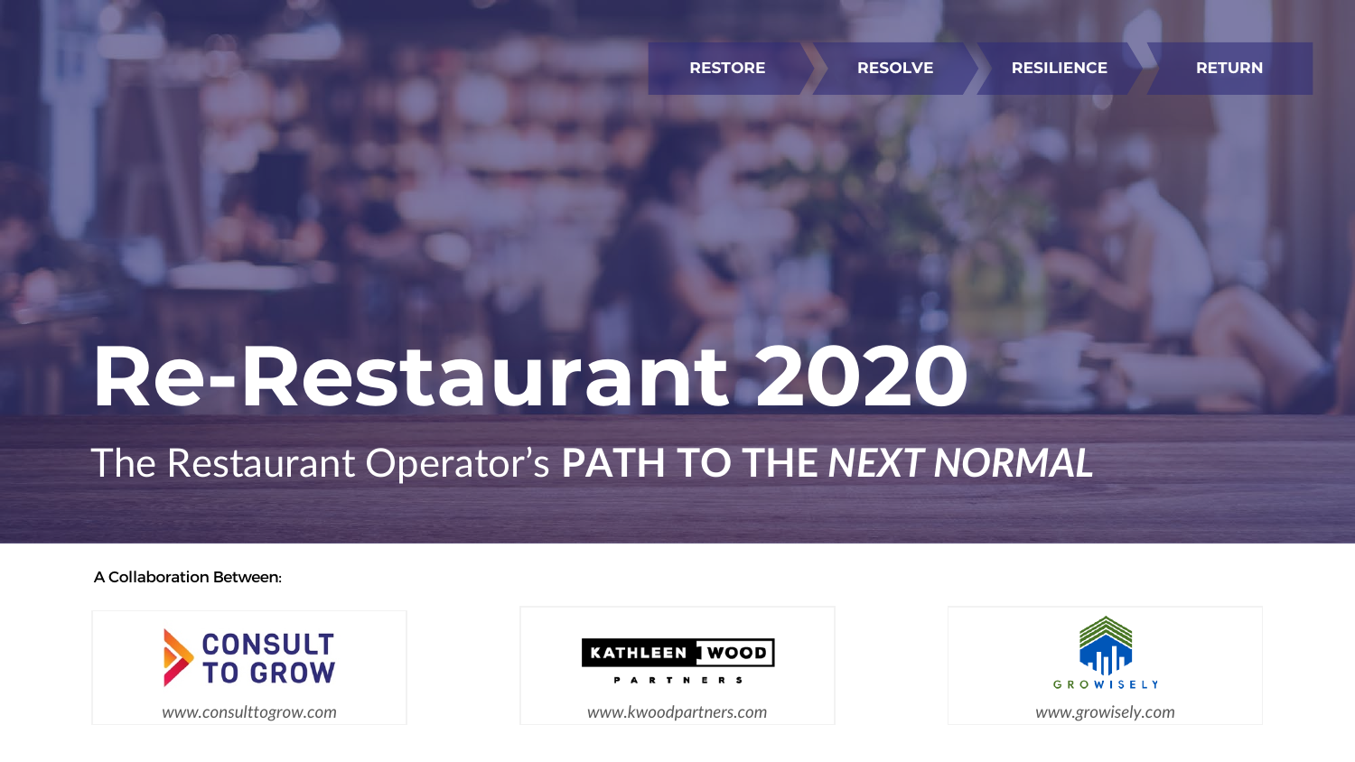RESTORE → RESOLVE → RESILIENCE → RETURN

# Re-Restaurant 2020

## The Restaurant Operator's **PATH TO THE *NEXT NORMAL***

A Collaboration Between:

CONSULT TO GROW
*www.consulttogrow.com*

KATHLEEN WOOD PARTNERS
*www.kwoodpartners.com*

GROWISELY
*www.growisely.com*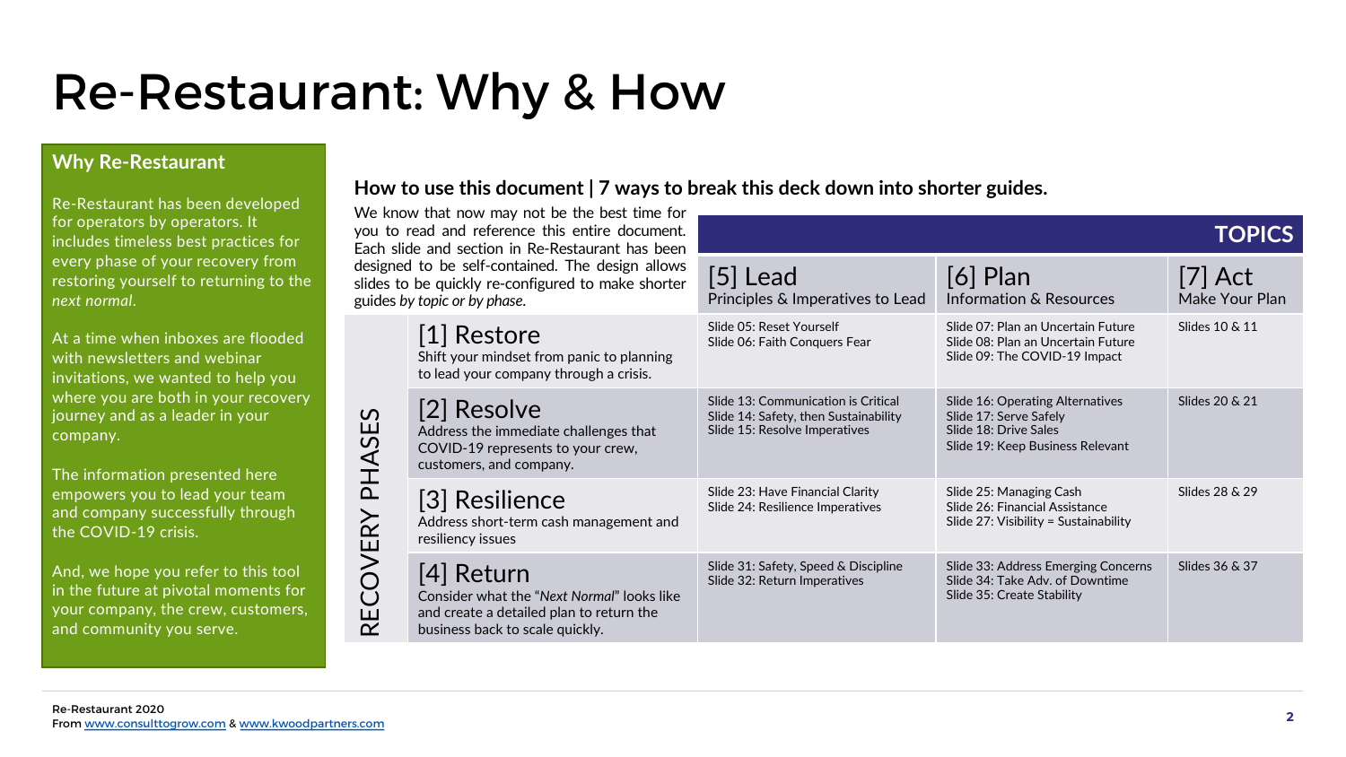# Re-Restaurant: Why & How

### Why Re-Restaurant

Re-Restaurant has been developed for operators by operators. It includes timeless best practices for every phase of your recovery from restoring yourself to returning to the *next normal*.

At a time when inboxes are flooded with newsletters and webinar invitations, we wanted to help you where you are both in your recovery journey and as a leader in your company.

The information presented here empowers you to lead your team and company successfully through the COVID-19 crisis.

And, we hope you refer to this tool in the future at pivotal moments for your company, the crew, customers, and community you serve.

### How to use this document | 7 ways to break this deck down into shorter guides.

We know that now may not be the best time for you to read and reference this entire document. Each slide and section in Re-Restaurant has been designed to be self-contained. The design allows slides to be quickly re-configured to make shorter guides *by topic or by phase*.

| RECOVERY PHASES | TOPICS: [5] Lead<br>Principles & Imperatives to Lead | [6] Plan<br>Information & Resources | [7] Act<br>Make Your Plan |
|---|---|---|---|
| [1] Restore<br>Shift your mindset from panic to planning to lead your company through a crisis. | Slide 05: Reset Yourself<br>Slide 06: Faith Conquers Fear | Slide 07: Plan an Uncertain Future<br>Slide 08: Plan an Uncertain Future<br>Slide 09: The COVID-19 Impact | Slides 10 & 11 |
| [2] Resolve<br>Address the immediate challenges that COVID-19 represents to your crew, customers, and company. | Slide 13: Communication is Critical<br>Slide 14: Safety, then Sustainability<br>Slide 15: Resolve Imperatives | Slide 16: Operating Alternatives<br>Slide 17: Serve Safely<br>Slide 18: Drive Sales<br>Slide 19: Keep Business Relevant | Slides 20 & 21 |
| [3] Resilience<br>Address short-term cash management and resiliency issues | Slide 23: Have Financial Clarity<br>Slide 24: Resilience Imperatives | Slide 25: Managing Cash<br>Slide 26: Financial Assistance<br>Slide 27: Visibility = Sustainability | Slides 28 & 29 |
| [4] Return<br>Consider what the "*Next Normal*" looks like and create a detailed plan to return the business back to scale quickly. | Slide 31: Safety, Speed & Discipline<br>Slide 32: Return Imperatives | Slide 33: Address Emerging Concerns<br>Slide 34: Take Adv. of Downtime<br>Slide 35: Create Stability | Slides 36 & 37 |

Re-Restaurant 2020
From www.consulttogrow.com & www.kwoodpartners.com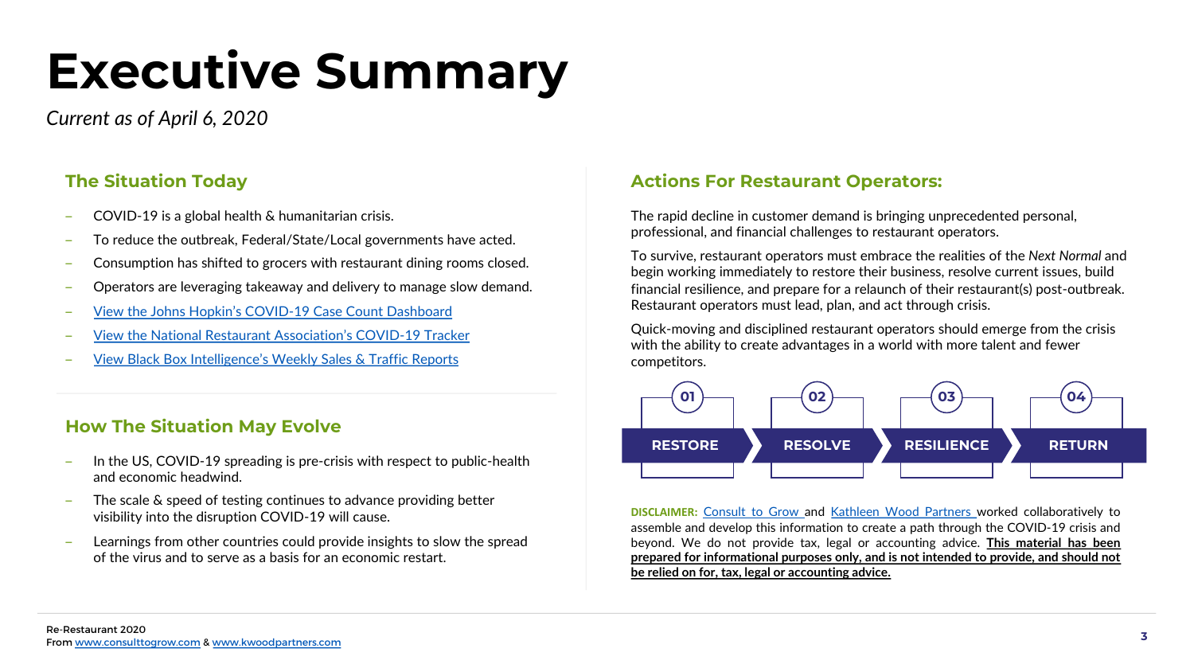# Executive Summary

*Current as of April 6, 2020*

## The Situation Today

- COVID-19 is a global health & humanitarian crisis.
- To reduce the outbreak, Federal/State/Local governments have acted.
- Consumption has shifted to grocers with restaurant dining rooms closed.
- Operators are leveraging takeaway and delivery to manage slow demand.
- View the Johns Hopkin's COVID-19 Case Count Dashboard
- View the National Restaurant Association's COVID-19 Tracker
- View Black Box Intelligence's Weekly Sales & Traffic Reports

## How The Situation May Evolve

- In the US, COVID-19 spreading is pre-crisis with respect to public-health and economic headwind.
- The scale & speed of testing continues to advance providing better visibility into the disruption COVID-19 will cause.
- Learnings from other countries could provide insights to slow the spread of the virus and to serve as a basis for an economic restart.

## Actions For Restaurant Operators:

The rapid decline in customer demand is bringing unprecedented personal, professional, and financial challenges to restaurant operators.

To survive, restaurant operators must embrace the realities of the *Next Normal* and begin working immediately to restore their business, resolve current issues, build financial resilience, and prepare for a relaunch of their restaurant(s) post-outbreak. Restaurant operators must lead, plan, and act through crisis.

Quick-moving and disciplined restaurant operators should emerge from the crisis with the ability to create advantages in a world with more talent and fewer competitors.

01 RESTORE → 02 RESOLVE → 03 RESILIENCE → 04 RETURN

**DISCLAIMER:** Consult to Grow and Kathleen Wood Partners worked collaboratively to assemble and develop this information to create a path through the COVID-19 crisis and beyond. We do not provide tax, legal or accounting advice. **This material has been prepared for informational purposes only, and is not intended to provide, and should not be relied on for, tax, legal or accounting advice.**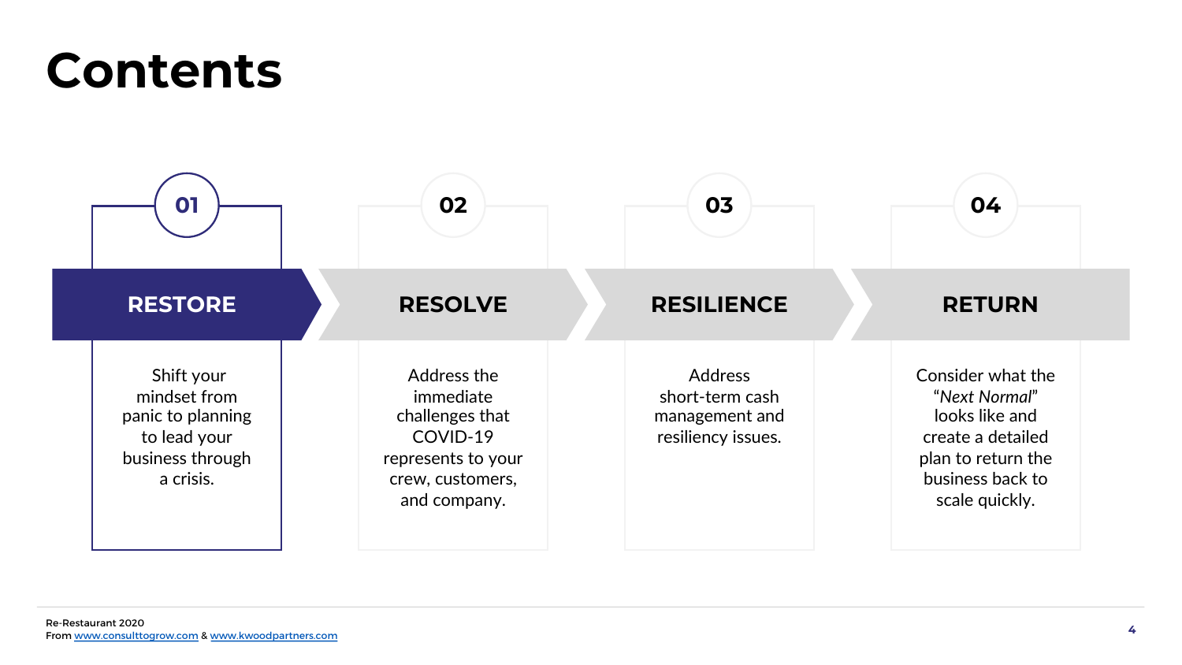# Contents

**01**

## RESTORE

Shift your mindset from panic to planning to lead your business through a crisis.

**02**

## RESOLVE

Address the immediate challenges that COVID-19 represents to your crew, customers, and company.

**03**

## RESILIENCE

Address short-term cash management and resiliency issues.

**04**

## RETURN

Consider what the "*Next Normal*" looks like and create a detailed plan to return the business back to scale quickly.

Re-Restaurant 2020
From www.consulttogrow.com & www.kwoodpartners.com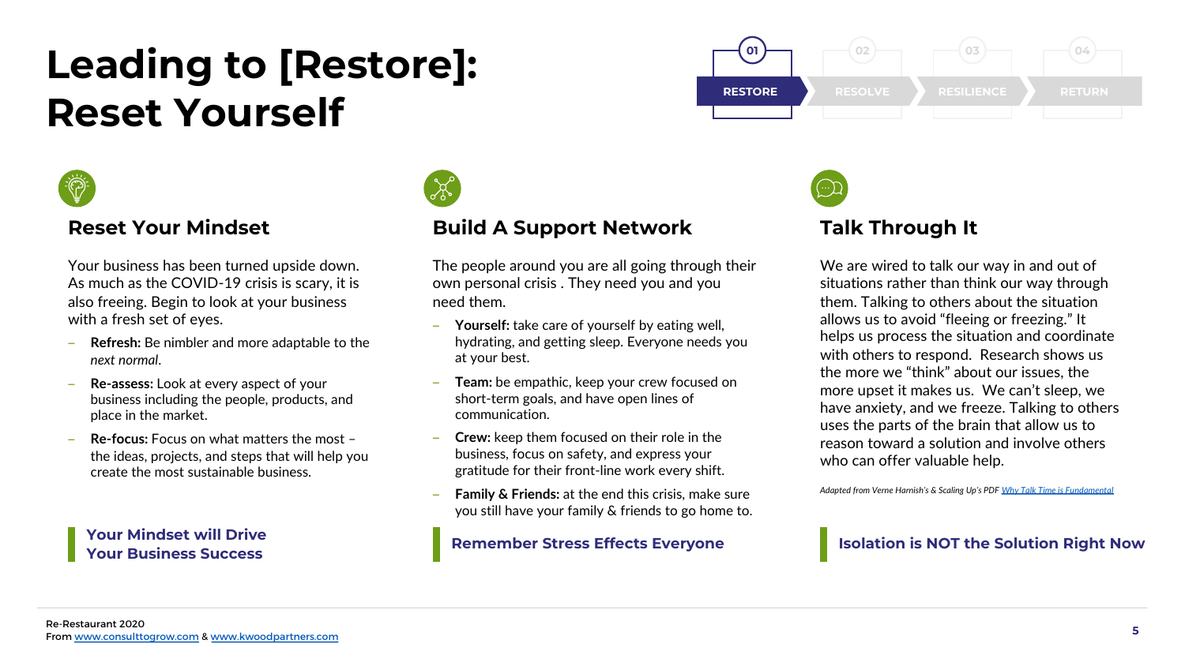# Leading to [Restore]: Reset Yourself

01 RESTORE | 02 RESOLVE | 03 RESILIENCE | 04 RETURN

## Reset Your Mindset

Your business has been turned upside down. As much as the COVID-19 crisis is scary, it is also freeing. Begin to look at your business with a fresh set of eyes.

- **Refresh:** Be nimbler and more adaptable to the *next normal*.
- **Re-assess:** Look at every aspect of your business including the people, products, and place in the market.
- **Re-focus:** Focus on what matters the most – the ideas, projects, and steps that will help you create the most sustainable business.

**Your Mindset will Drive Your Business Success**

## Build A Support Network

The people around you are all going through their own personal crisis . They need you and you need them.

- **Yourself:** take care of yourself by eating well, hydrating, and getting sleep. Everyone needs you at your best.
- **Team:** be empathic, keep your crew focused on short-term goals, and have open lines of communication.
- **Crew:** keep them focused on their role in the business, focus on safety, and express your gratitude for their front-line work every shift.
- **Family & Friends:** at the end this crisis, make sure you still have your family & friends to go home to.

**Remember Stress Effects Everyone**

## Talk Through It

We are wired to talk our way in and out of situations rather than think our way through them. Talking to others about the situation allows us to avoid "fleeing or freezing." It helps us process the situation and coordinate with others to respond. Research shows us the more we "think" about our issues, the more upset it makes us. We can't sleep, we have anxiety, and we freeze. Talking to others uses the parts of the brain that allow us to reason toward a solution and involve others who can offer valuable help.

*Adapted from Verne Harnish's & Scaling Up's PDF* Why Talk Time is Fundamental

**Isolation is NOT the Solution Right Now**

Re-Restaurant 2020
From www.consulttogrow.com & www.kwoodpartners.com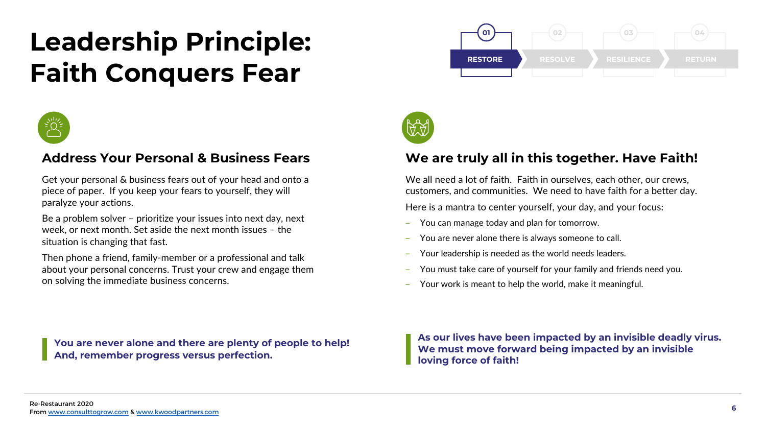# Leadership Principle: Faith Conquers Fear

01 RESTORE | 02 RESOLVE | 03 RESILIENCE | 04 RETURN

## Address Your Personal & Business Fears

Get your personal & business fears out of your head and onto a piece of paper. If you keep your fears to yourself, they will paralyze your actions.

Be a problem solver – prioritize your issues into next day, next week, or next month. Set aside the next month issues – the situation is changing that fast.

Then phone a friend, family-member or a professional and talk about your personal concerns. Trust your crew and engage them on solving the immediate business concerns.

**You are never alone and there are plenty of people to help! And, remember progress versus perfection.**

## We are truly all in this together. Have Faith!

We all need a lot of faith. Faith in ourselves, each other, our crews, customers, and communities. We need to have faith for a better day.

Here is a mantra to center yourself, your day, and your focus:

- You can manage today and plan for tomorrow.
- You are never alone there is always someone to call.
- Your leadership is needed as the world needs leaders.
- You must take care of yourself for your family and friends need you.
- Your work is meant to help the world, make it meaningful.

**As our lives have been impacted by an invisible deadly virus. We must move forward being impacted by an invisible loving force of faith!**

Re-Restaurant 2020
From www.consulttogrow.com & www.kwoodpartners.com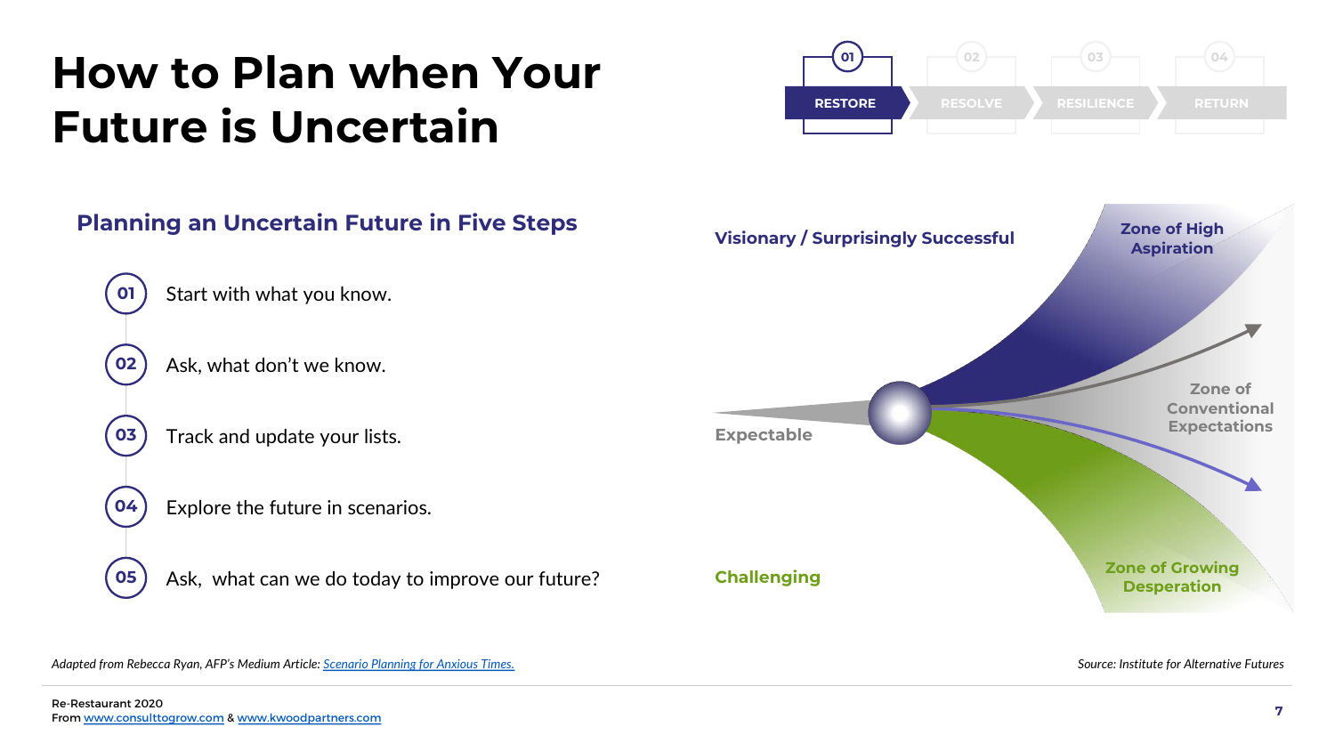# How to Plan when Your Future is Uncertain

01 RESTORE | 02 RESOLVE | 03 RESILIENCE | 04 RETURN

## Planning an Uncertain Future in Five Steps

01 Start with what you know.

02 Ask, what don't we know.

03 Track and update your lists.

04 Explore the future in scenarios.

05 Ask, what can we do today to improve our future?

Visionary / Surprisingly Successful

Zone of High Aspiration

Expectable

Zone of Conventional Expectations

Challenging

Zone of Growing Desperation

*Adapted from Rebecca Ryan, AFP's Medium Article: [Scenario Planning for Anxious Times.](#)*

*Source: Institute for Alternative Futures*

Re-Restaurant 2020
From www.consulttogrow.com & www.kwoodpartners.com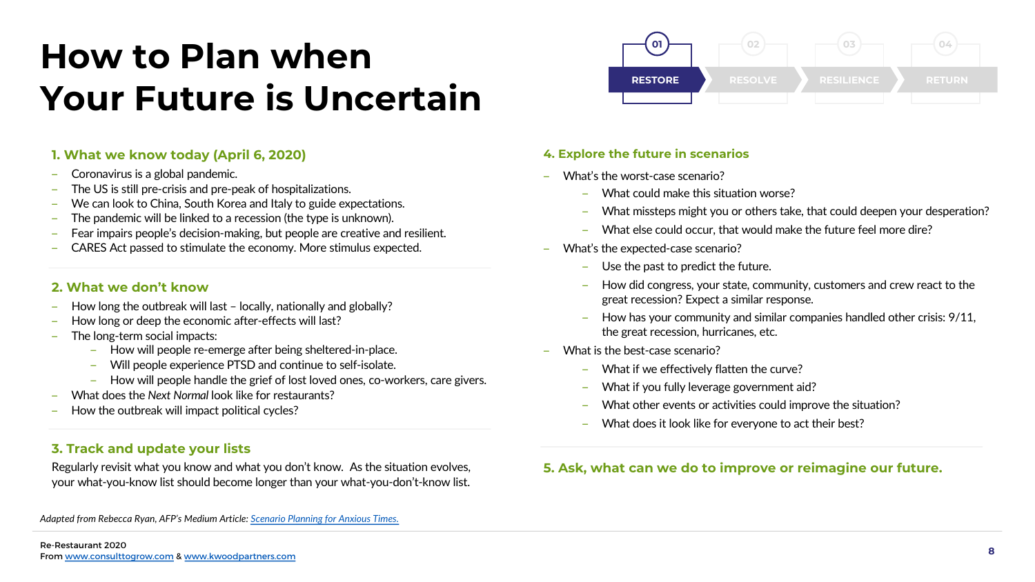# How to Plan when Your Future is Uncertain

01 RESTORE | 02 RESOLVE | 03 RESILIENCE | 04 RETURN

### 1. What we know today (April 6, 2020)

- Coronavirus is a global pandemic.
- The US is still pre-crisis and pre-peak of hospitalizations.
- We can look to China, South Korea and Italy to guide expectations.
- The pandemic will be linked to a recession (the type is unknown).
- Fear impairs people's decision-making, but people are creative and resilient.
- CARES Act passed to stimulate the economy. More stimulus expected.

### 2. What we don't know

- How long the outbreak will last – locally, nationally and globally?
- How long or deep the economic after-effects will last?
- The long-term social impacts:
  - How will people re-emerge after being sheltered-in-place.
  - Will people experience PTSD and continue to self-isolate.
  - How will people handle the grief of lost loved ones, co-workers, care givers.
- What does the *Next Normal* look like for restaurants?
- How the outbreak will impact political cycles?

### 3. Track and update your lists

Regularly revisit what you know and what you don't know. As the situation evolves, your what-you-know list should become longer than your what-you-don't-know list.

### 4. Explore the future in scenarios

- What's the worst-case scenario?
  - What could make this situation worse?
  - What missteps might you or others take, that could deepen your desperation?
  - What else could occur, that would make the future feel more dire?
- What's the expected-case scenario?
  - Use the past to predict the future.
  - How did congress, your state, community, customers and crew react to the great recession? Expect a similar response.
  - How has your community and similar companies handled other crisis: 9/11, the great recession, hurricanes, etc.
- What is the best-case scenario?
  - What if we effectively flatten the curve?
  - What if you fully leverage government aid?
  - What other events or activities could improve the situation?
  - What does it look like for everyone to act their best?

### 5. Ask, what can we do to improve or reimagine our future.

*Adapted from Rebecca Ryan, AFP's Medium Article: [Scenario Planning for Anxious Times.](#)*

Re-Restaurant 2020
From www.consulttogrow.com & www.kwoodpartners.com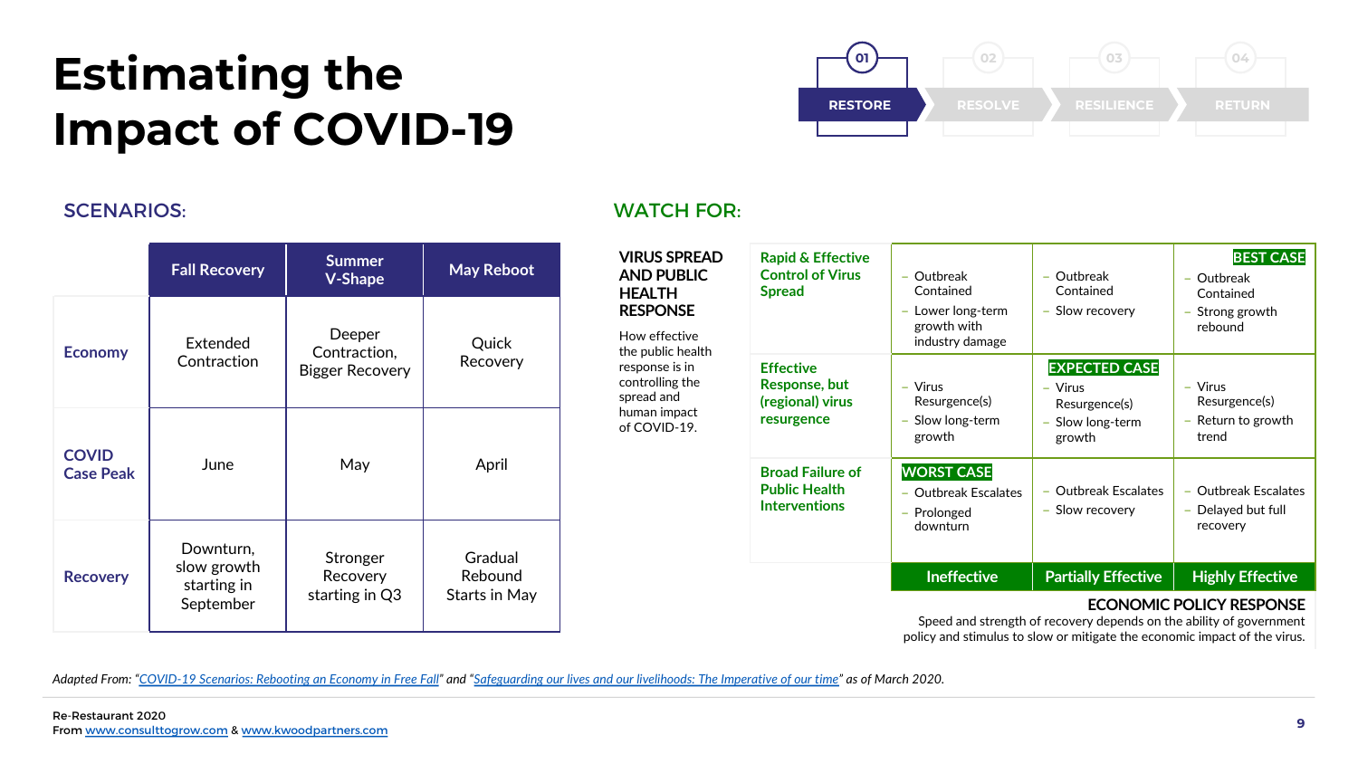# Estimating the Impact of COVID-19

01 RESTORE | 02 RESOLVE | 03 RESILIENCE | 04 RETURN

## SCENARIOS:

| | Fall Recovery | Summer V-Shape | May Reboot |
|---|---|---|---|
| **Economy** | Extended Contraction | Deeper Contraction, Bigger Recovery | Quick Recovery |
| **COVID Case Peak** | June | May | April |
| **Recovery** | Downturn, slow growth starting in September | Stronger Recovery starting in Q3 | Gradual Rebound Starts in May |

## WATCH FOR:

**VIRUS SPREAD AND PUBLIC HEALTH RESPONSE**

How effective the public health response is in controlling the spread and human impact of COVID-19.

| | Ineffective | Partially Effective | Highly Effective |
|---|---|---|---|
| **Rapid & Effective Control of Virus Spread** | – Outbreak Contained<br>– Lower long-term growth with industry damage | – Outbreak Contained<br>– Slow recovery | **BEST CASE**<br>– Outbreak Contained<br>– Strong growth rebound |
| **Effective Response, but (regional) virus resurgence** | – Virus Resurgence(s)<br>– Slow long-term growth | **EXPECTED CASE**<br>– Virus Resurgence(s)<br>– Slow long-term growth | – Virus Resurgence(s)<br>– Return to growth trend |
| **Broad Failure of Public Health Interventions** | **WORST CASE**<br>– Outbreak Escalates<br>– Prolonged downturn | – Outbreak Escalates<br>– Slow recovery | – Outbreak Escalates<br>– Delayed but full recovery |

**ECONOMIC POLICY RESPONSE**

Speed and strength of recovery depends on the ability of government policy and stimulus to slow or mitigate the economic impact of the virus.

*Adapted From: "COVID-19 Scenarios: Rebooting an Economy in Free Fall" and "Safeguarding our lives and our livelihoods: The Imperative of our time" as of March 2020.*

Re-Restaurant 2020
From www.consulttogrow.com & www.kwoodpartners.com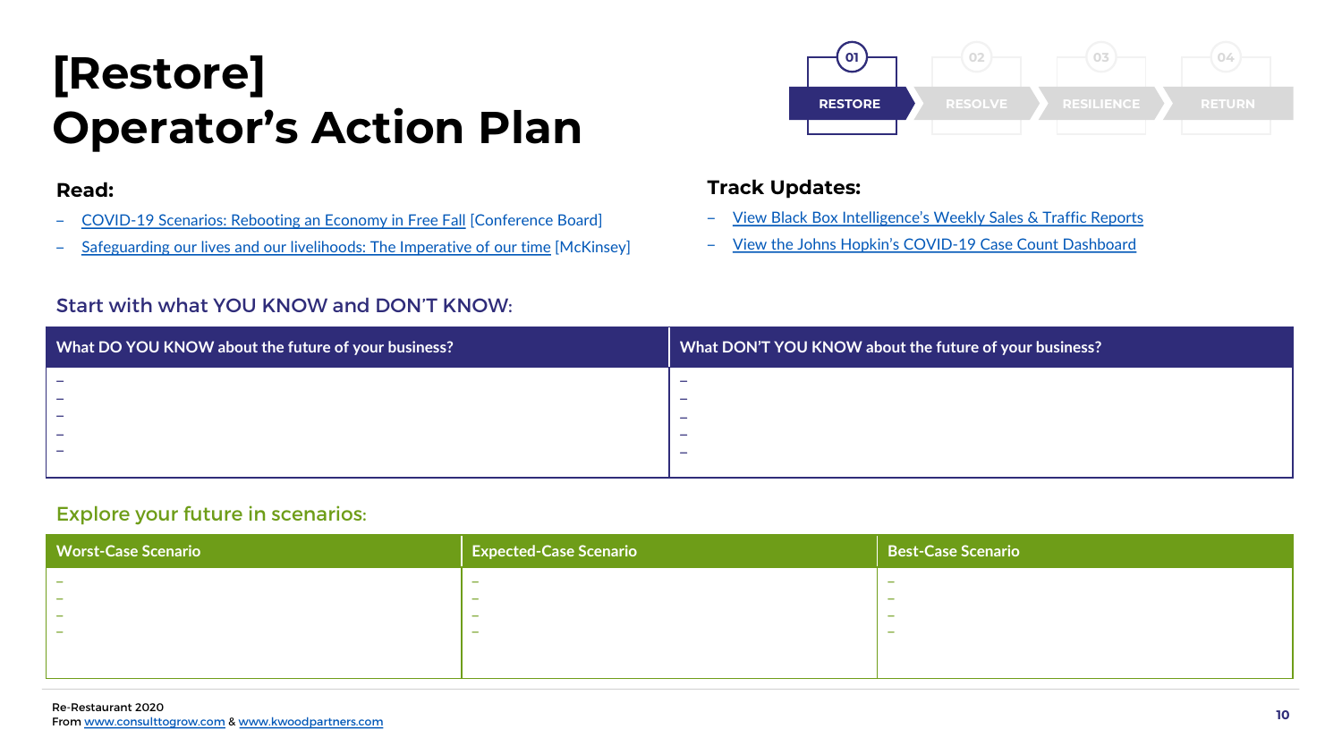# [Restore] Operator's Action Plan

01 RESTORE | 02 RESOLVE | 03 RESILIENCE | 04 RETURN

**Read:**

- COVID-19 Scenarios: Rebooting an Economy in Free Fall [Conference Board]
- Safeguarding our lives and our livelihoods: The Imperative of our time [McKinsey]

**Track Updates:**

- View Black Box Intelligence's Weekly Sales & Traffic Reports
- View the Johns Hopkin's COVID-19 Case Count Dashboard

## Start with what YOU KNOW and DON'T KNOW:

| What DO YOU KNOW about the future of your business? | What DON'T YOU KNOW about the future of your business? |
|---|---|
| – | – |
| – | – |
| – | – |
| – | – |
| – | – |

## Explore your future in scenarios:

| Worst-Case Scenario | Expected-Case Scenario | Best-Case Scenario |
|---|---|---|
| – | – | – |
| – | – | – |
| – | – | – |
| – | – | – |

Re-Restaurant 2020
From www.consulttogrow.com & www.kwoodpartners.com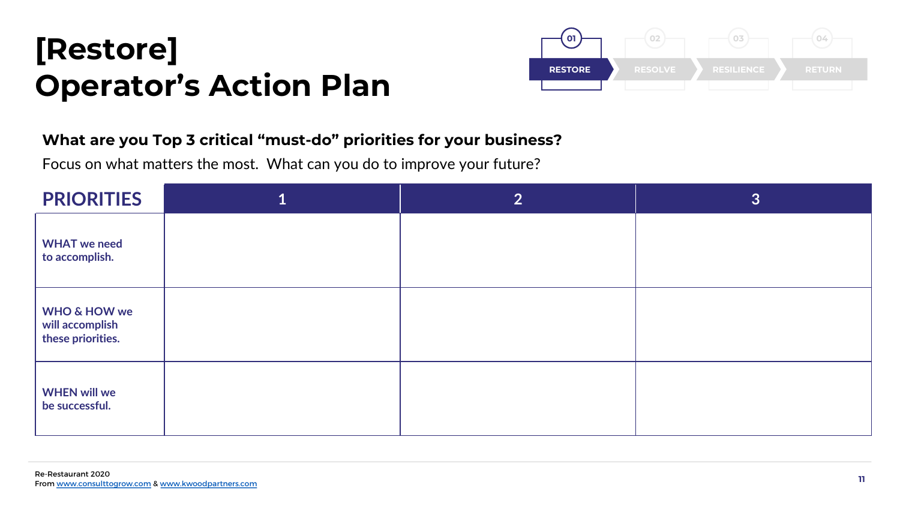# [Restore]
# Operator's Action Plan

01 RESTORE | 02 RESOLVE | 03 RESILIENCE | 04 RETURN

**What are you Top 3 critical "must-do" priorities for your business?**

Focus on what matters the most. What can you do to improve your future?

| PRIORITIES | 1 | 2 | 3 |
|---|---|---|---|
| WHAT we need to accomplish. | | | |
| WHO & HOW we will accomplish these priorities. | | | |
| WHEN will we be successful. | | | |

Re-Restaurant 2020
From www.consulttogrow.com & www.kwoodpartners.com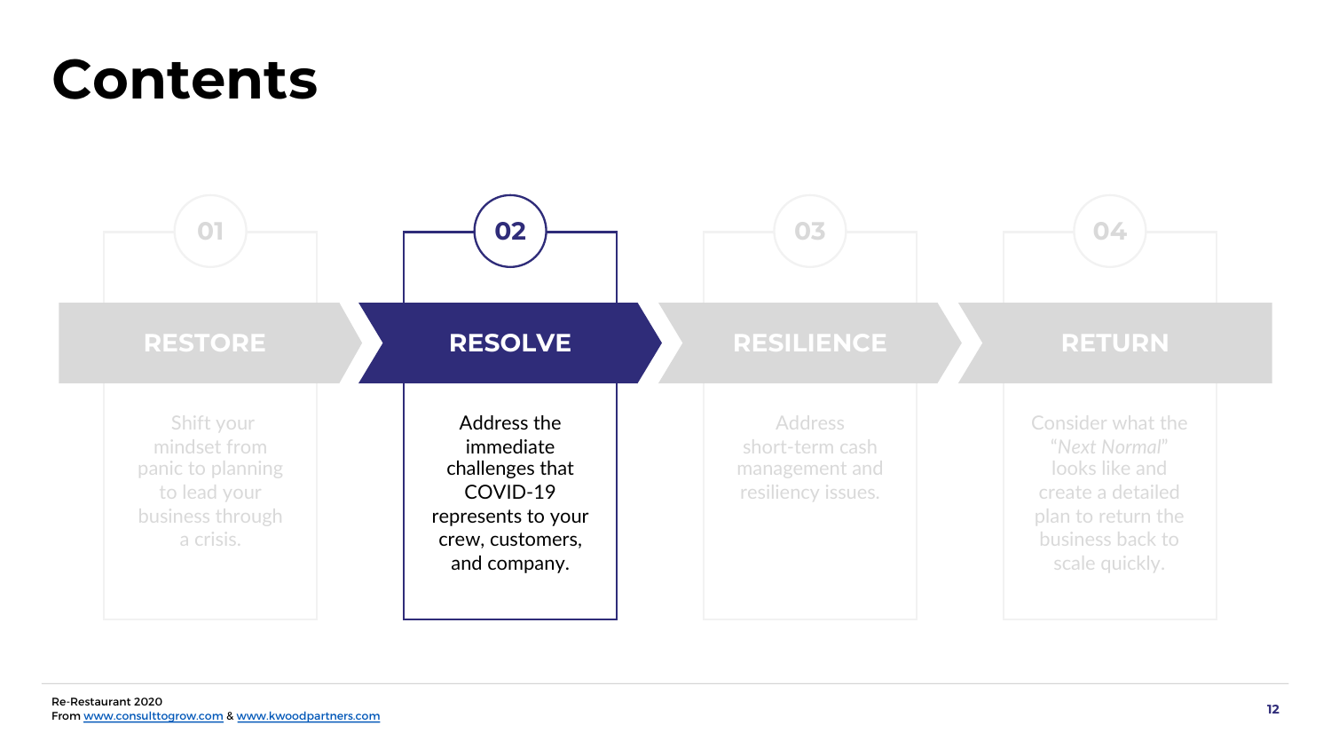# Contents

**01**

**RESTORE**

Shift your mindset from panic to planning to lead your business through a crisis.

**02**

**RESOLVE**

Address the immediate challenges that COVID-19 represents to your crew, customers, and company.

**03**

**RESILIENCE**

Address short-term cash management and resiliency issues.

**04**

**RETURN**

Consider what the "*Next Normal*" looks like and create a detailed plan to return the business back to scale quickly.

Re-Restaurant 2020
From www.consulttogrow.com & www.kwoodpartners.com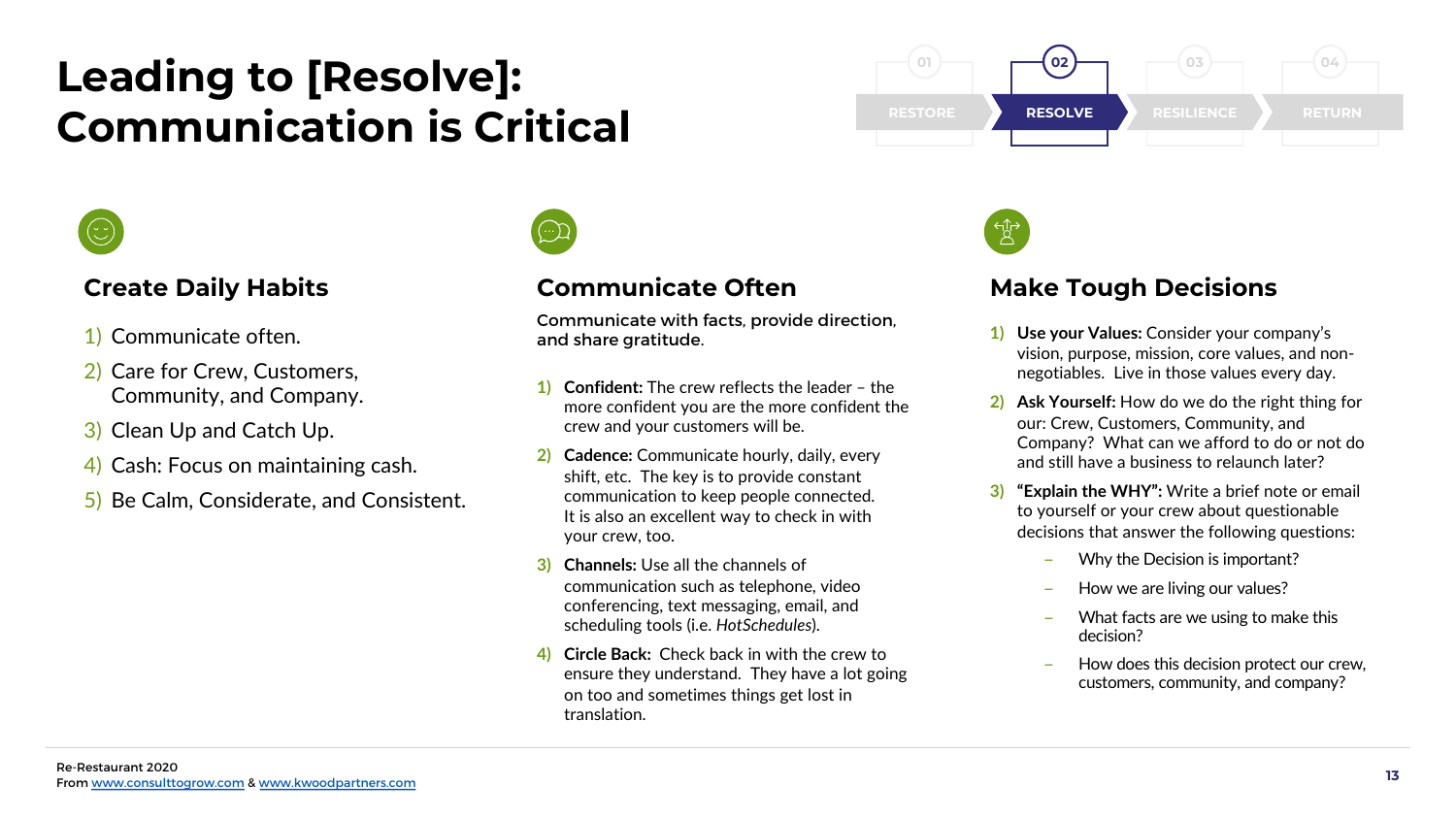# Leading to [Resolve]: Communication is Critical

01 RESTORE | **02 RESOLVE** | 03 RESILIENCE | 04 RETURN

## Create Daily Habits

1) Communicate often.
2) Care for Crew, Customers, Community, and Company.
3) Clean Up and Catch Up.
4) Cash: Focus on maintaining cash.
5) Be Calm, Considerate, and Consistent.

## Communicate Often

**Communicate with facts, provide direction, and share gratitude.**

1) **Confident:** The crew reflects the leader – the more confident you are the more confident the crew and your customers will be.
2) **Cadence:** Communicate hourly, daily, every shift, etc. The key is to provide constant communication to keep people connected. It is also an excellent way to check in with your crew, too.
3) **Channels:** Use all the channels of communication such as telephone, video conferencing, text messaging, email, and scheduling tools (i.e. *HotSchedules*).
4) **Circle Back:** Check back in with the crew to ensure they understand. They have a lot going on too and sometimes things get lost in translation.

## Make Tough Decisions

1) **Use your Values:** Consider your company's vision, purpose, mission, core values, and non-negotiables. Live in those values every day.
2) **Ask Yourself:** How do we do the right thing for our: Crew, Customers, Community, and Company? What can we afford to do or not do and still have a business to relaunch later?
3) **"Explain the WHY":** Write a brief note or email to yourself or your crew about questionable decisions that answer the following questions:
   - Why the Decision is important?
   - How we are living our values?
   - What facts are we using to make this decision?
   - How does this decision protect our crew, customers, community, and company?

Re-Restaurant 2020
From www.consulttogrow.com & www.kwoodpartners.com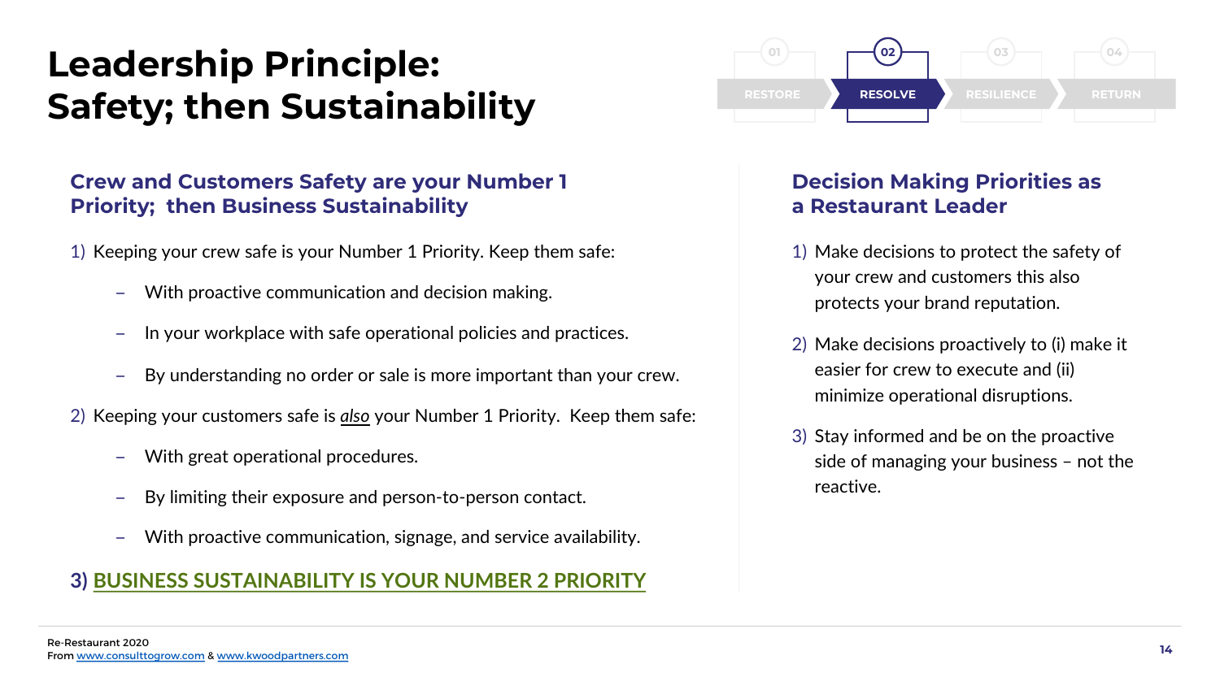# Leadership Principle: Safety; then Sustainability

01 RESTORE | **02 RESOLVE** | 03 RESILIENCE | 04 RETURN

## Crew and Customers Safety are your Number 1 Priority; then Business Sustainability

1) Keeping your crew safe is your Number 1 Priority. Keep them safe:
   - With proactive communication and decision making.
   - In your workplace with safe operational policies and practices.
   - By understanding no order or sale is more important than your crew.
2) Keeping your customers safe is ***also*** your Number 1 Priority. Keep them safe:
   - With great operational procedures.
   - By limiting their exposure and person-to-person contact.
   - With proactive communication, signage, and service availability.
3) **BUSINESS SUSTAINABILITY IS YOUR NUMBER 2 PRIORITY**

## Decision Making Priorities as a Restaurant Leader

1) Make decisions to protect the safety of your crew and customers this also protects your brand reputation.
2) Make decisions proactively to (i) make it easier for crew to execute and (ii) minimize operational disruptions.
3) Stay informed and be on the proactive side of managing your business – not the reactive.

Re-Restaurant 2020
From www.consulttogrow.com & www.kwoodpartners.com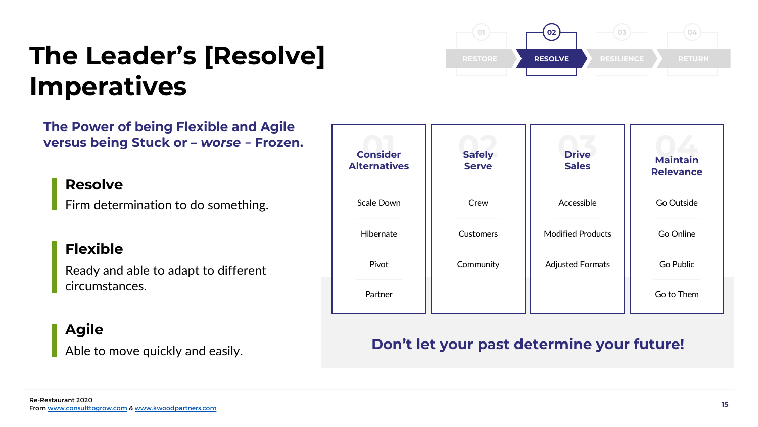# The Leader's [Resolve] Imperatives

01 RESTORE | **02 RESOLVE** | 03 RESILIENCE | 04 RETURN

## The Power of being Flexible and Agile versus being Stuck or – *worse* – Frozen.

### Resolve
Firm determination to do something.

### Flexible
Ready and able to adapt to different circumstances.

### Agile
Able to move quickly and easily.

| 01 Consider Alternatives | 02 Safely Serve | 03 Drive Sales | 04 Maintain Relevance |
|---|---|---|---|
| Scale Down | Crew | Accessible | Go Outside |
| Hibernate | Customers | Modified Products | Go Online |
| Pivot | Community | Adjusted Formats | Go Public |
| Partner | | | Go to Them |

**Don't let your past determine your future!**

Re-Restaurant 2020
From www.consulttogrow.com & www.kwoodpartners.com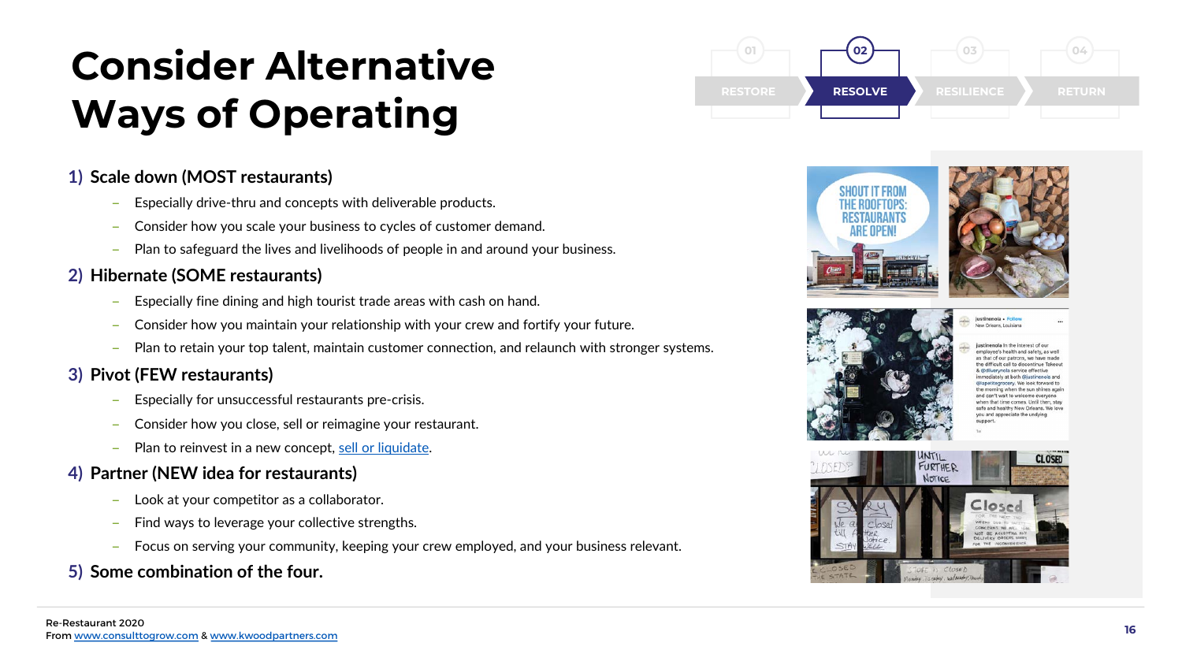# Consider Alternative Ways of Operating

01 RESTORE | 02 RESOLVE | 03 RESILIENCE | 04 RETURN

1) **Scale down (MOST restaurants)**
   - Especially drive-thru and concepts with deliverable products.
   - Consider how you scale your business to cycles of customer demand.
   - Plan to safeguard the lives and livelihoods of people in and around your business.

2) **Hibernate (SOME restaurants)**
   - Especially fine dining and high tourist trade areas with cash on hand.
   - Consider how you maintain your relationship with your crew and fortify your future.
   - Plan to retain your top talent, maintain customer connection, and relaunch with stronger systems.

3) **Pivot (FEW restaurants)**
   - Especially for unsuccessful restaurants pre-crisis.
   - Consider how you close, sell or reimagine your restaurant.
   - Plan to reinvest in a new concept, sell or liquidate.

4) **Partner (NEW idea for restaurants)**
   - Look at your competitor as a collaborator.
   - Find ways to leverage your collective strengths.
   - Focus on serving your community, keeping your crew employed, and your business relevant.

5) **Some combination of the four.**

Re-Restaurant 2020
From www.consulttogrow.com & www.kwoodpartners.com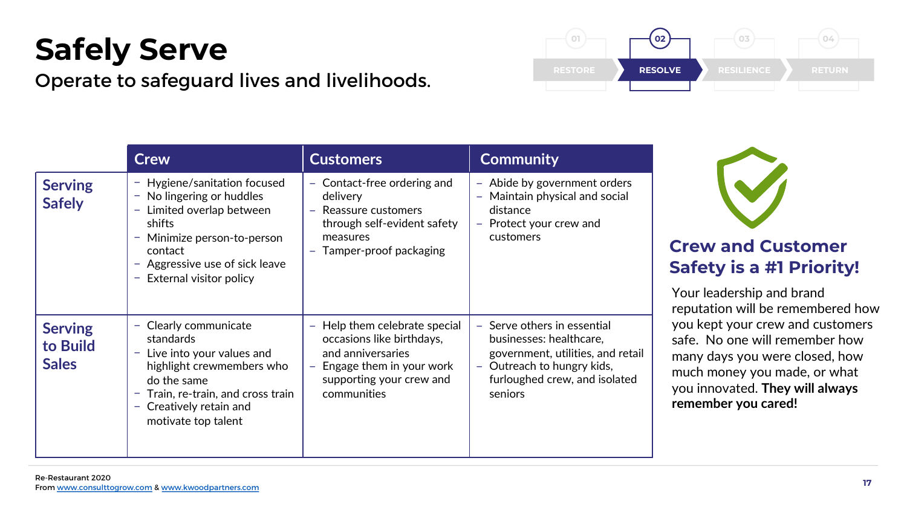# Safely Serve

Operate to safeguard lives and livelihoods.

01 RESTORE | **02 RESOLVE** | 03 RESILIENCE | 04 RETURN

| | Crew | Customers | Community |
|---|---|---|---|
| **Serving Safely** | – Hygiene/sanitation focused<br>– No lingering or huddles<br>– Limited overlap between shifts<br>– Minimize person-to-person contact<br>– Aggressive use of sick leave<br>– External visitor policy | – Contact-free ordering and delivery<br>– Reassure customers through self-evident safety measures<br>– Tamper-proof packaging | – Abide by government orders<br>– Maintain physical and social distance<br>– Protect your crew and customers |
| **Serving to Build Sales** | – Clearly communicate standards<br>– Live into your values and highlight crewmembers who do the same<br>– Train, re-train, and cross train<br>– Creatively retain and motivate top talent | – Help them celebrate special occasions like birthdays, and anniversaries<br>– Engage them in your work supporting your crew and communities | – Serve others in essential businesses: healthcare, government, utilities, and retail<br>– Outreach to hungry kids, furloughed crew, and isolated seniors |

## Crew and Customer Safety is a #1 Priority!

Your leadership and brand reputation will be remembered how you kept your crew and customers safe. No one will remember how many days you were closed, how much money you made, or what you innovated. **They will always remember you cared!**

Re-Restaurant 2020
From www.consulttogrow.com & www.kwoodpartners.com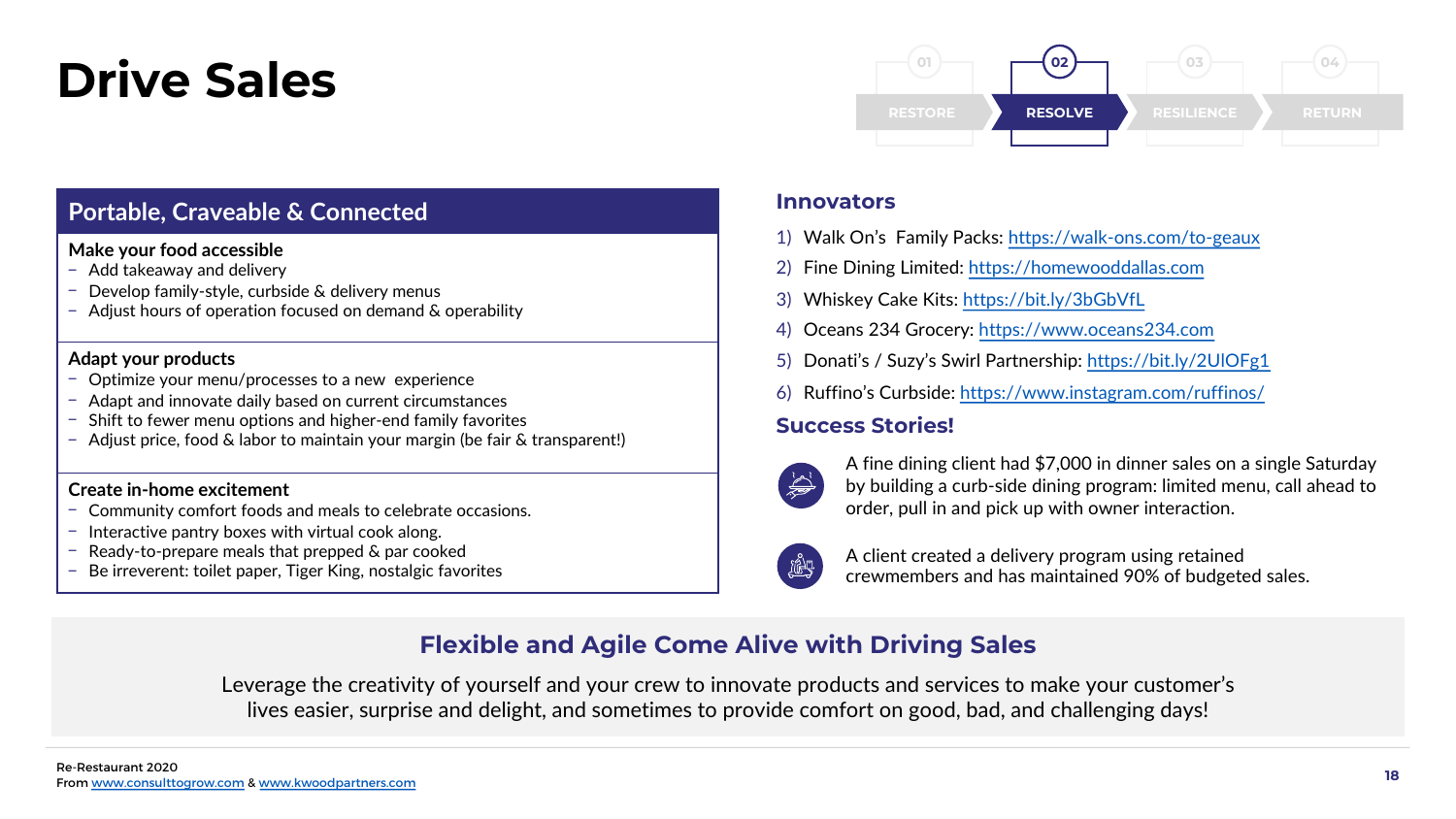# Drive Sales

01 RESTORE | 02 RESOLVE | 03 RESILIENCE | 04 RETURN

## Portable, Craveable & Connected

**Make your food accessible**

- Add takeaway and delivery
- Develop family-style, curbside & delivery menus
- Adjust hours of operation focused on demand & operability

**Adapt your products**

- Optimize your menu/processes to a new experience
- Adapt and innovate daily based on current circumstances
- Shift to fewer menu options and higher-end family favorites
- Adjust price, food & labor to maintain your margin (be fair & transparent!)

**Create in-home excitement**

- Community comfort foods and meals to celebrate occasions.
- Interactive pantry boxes with virtual cook along.
- Ready-to-prepare meals that prepped & par cooked
- Be irreverent: toilet paper, Tiger King, nostalgic favorites

## Innovators

1) Walk On's Family Packs: https://walk-ons.com/to-geaux
2) Fine Dining Limited: https://homewooddallas.com
3) Whiskey Cake Kits: https://bit.ly/3bGbVfL
4) Oceans 234 Grocery: https://www.oceans234.com
5) Donati's / Suzy's Swirl Partnership: https://bit.ly/2UIOFg1
6) Ruffino's Curbside: https://www.instagram.com/ruffinos/

## Success Stories!

A fine dining client had $7,000 in dinner sales on a single Saturday by building a curb-side dining program: limited menu, call ahead to order, pull in and pick up with owner interaction.

A client created a delivery program using retained crewmembers and has maintained 90% of budgeted sales.

## Flexible and Agile Come Alive with Driving Sales

Leverage the creativity of yourself and your crew to innovate products and services to make your customer's lives easier, surprise and delight, and sometimes to provide comfort on good, bad, and challenging days!

Re-Restaurant 2020
From www.consulttogrow.com & www.kwoodpartners.com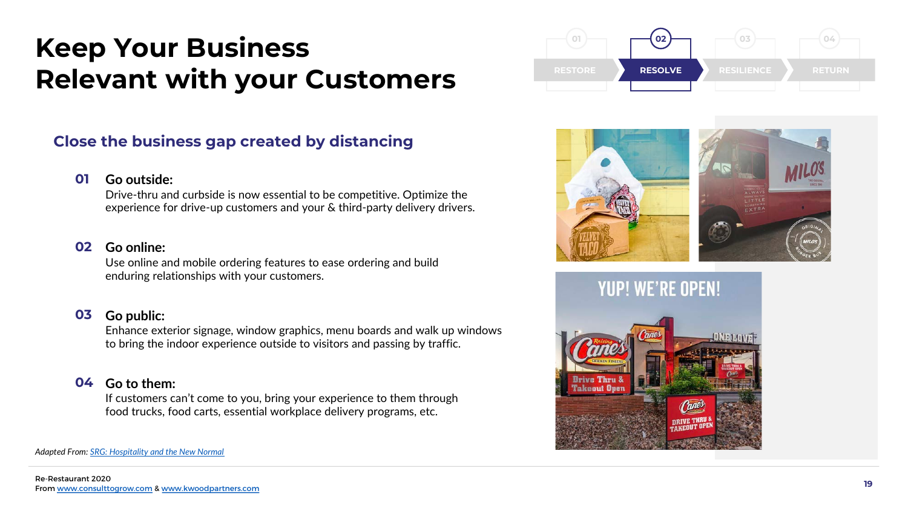# Keep Your Business Relevant with your Customers

01 RESTORE | **02 RESOLVE** | 03 RESILIENCE | 04 RETURN

## Close the business gap created by distancing

**01 Go outside:**
Drive-thru and curbside is now essential to be competitive. Optimize the experience for drive-up customers and your & third-party delivery drivers.

**02 Go online:**
Use online and mobile ordering features to ease ordering and build enduring relationships with your customers.

**03 Go public:**
Enhance exterior signage, window graphics, menu boards and walk up windows to bring the indoor experience outside to visitors and passing by traffic.

**04 Go to them:**
If customers can't come to you, bring your experience to them through food trucks, food carts, essential workplace delivery programs, etc.

*Adapted From: SRG: Hospitality and the New Normal*

Re-Restaurant 2020
From www.consulttogrow.com & www.kwoodpartners.com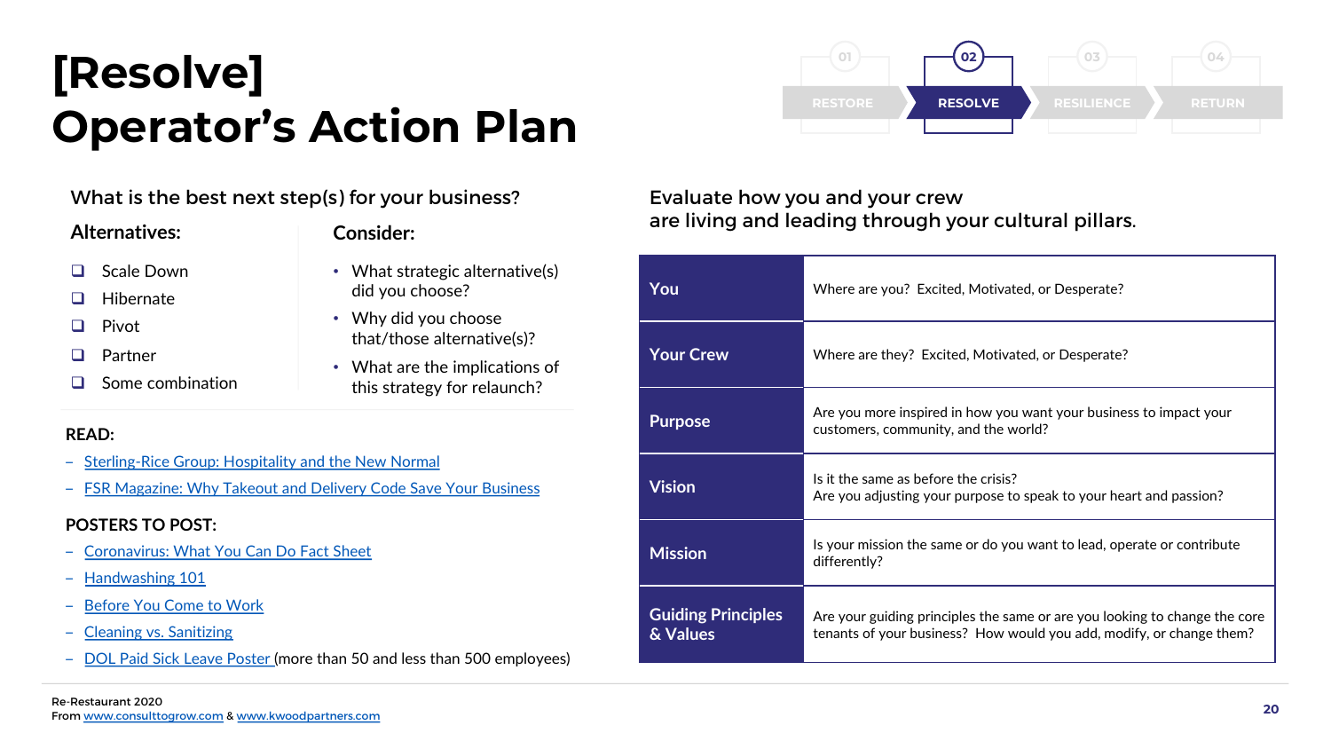# [Resolve] Operator's Action Plan

01 RESTORE | **02 RESOLVE** | 03 RESILIENCE | 04 RETURN

## What is the best next step(s) for your business?

**Alternatives:**

- ❑ Scale Down
- ❑ Hibernate
- ❑ Pivot
- ❑ Partner
- ❑ Some combination

**Consider:**

- What strategic alternative(s) did you choose?
- Why did you choose that/those alternative(s)?
- What are the implications of this strategy for relaunch?

**READ:**

- Sterling-Rice Group: Hospitality and the New Normal
- FSR Magazine: Why Takeout and Delivery Code Save Your Business

**POSTERS TO POST:**

- Coronavirus: What You Can Do Fact Sheet
- Handwashing 101
- Before You Come to Work
- Cleaning vs. Sanitizing
- DOL Paid Sick Leave Poster (more than 50 and less than 500 employees)

## Evaluate how you and your crew are living and leading through your cultural pillars.

| | |
|---|---|
| **You** | Where are you? Excited, Motivated, or Desperate? |
| **Your Crew** | Where are they? Excited, Motivated, or Desperate? |
| **Purpose** | Are you more inspired in how you want your business to impact your customers, community, and the world? |
| **Vision** | Is it the same as before the crisis?<br>Are you adjusting your purpose to speak to your heart and passion? |
| **Mission** | Is your mission the same or do you want to lead, operate or contribute differently? |
| **Guiding Principles & Values** | Are your guiding principles the same or are you looking to change the core tenants of your business? How would you add, modify, or change them? |

Re-Restaurant 2020
From www.consulttogrow.com & www.kwoodpartners.com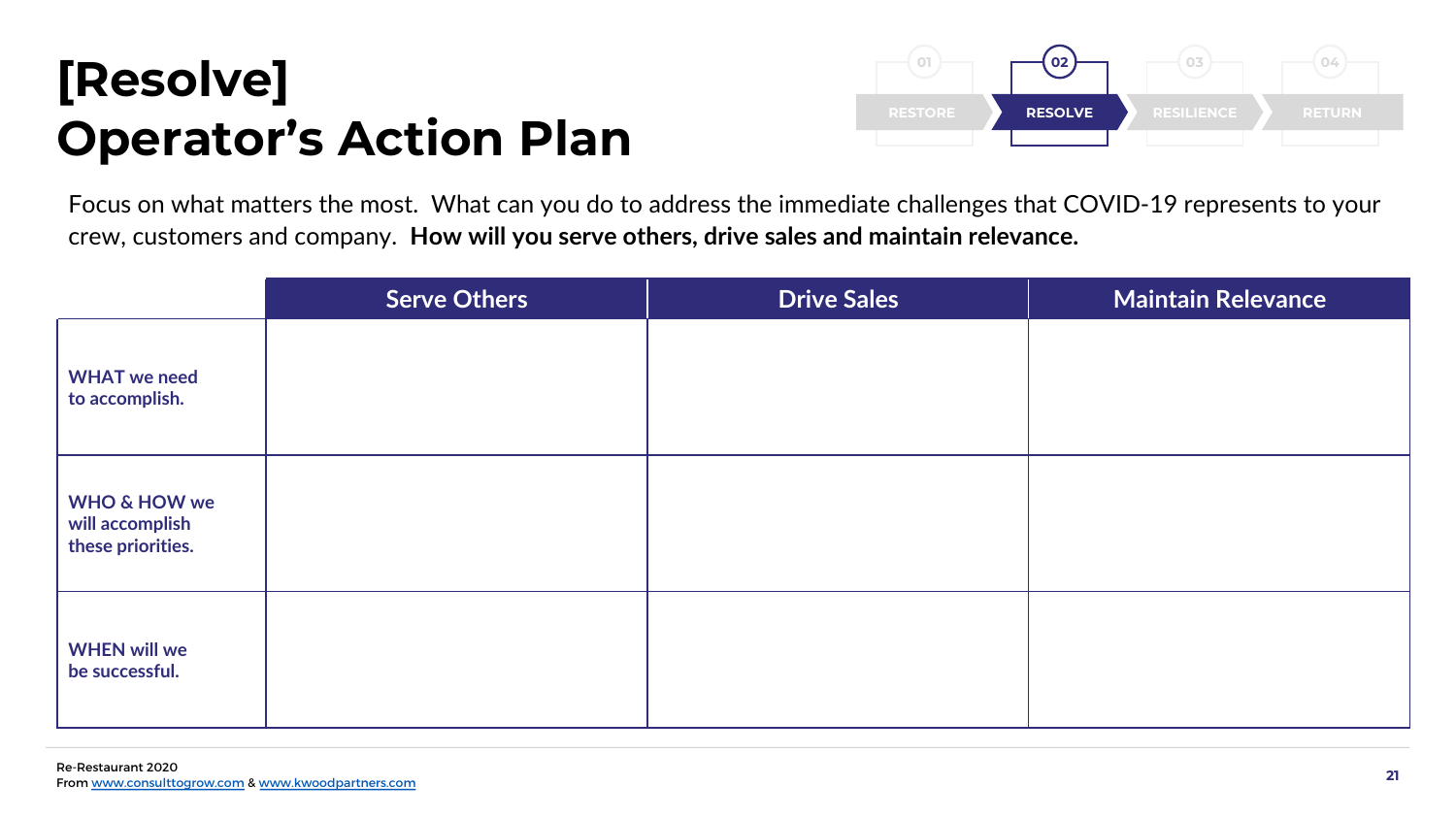# [Resolve] Operator's Action Plan

01 RESTORE | **02 RESOLVE** | 03 RESILIENCE | 04 RETURN

Focus on what matters the most. What can you do to address the immediate challenges that COVID-19 represents to your crew, customers and company. **How will you serve others, drive sales and maintain relevance.**

| | Serve Others | Drive Sales | Maintain Relevance |
|---|---|---|---|
| WHAT we need to accomplish. | | | |
| WHO & HOW we will accomplish these priorities. | | | |
| WHEN will we be successful. | | | |

Re-Restaurant 2020
From www.consulttogrow.com & www.kwoodpartners.com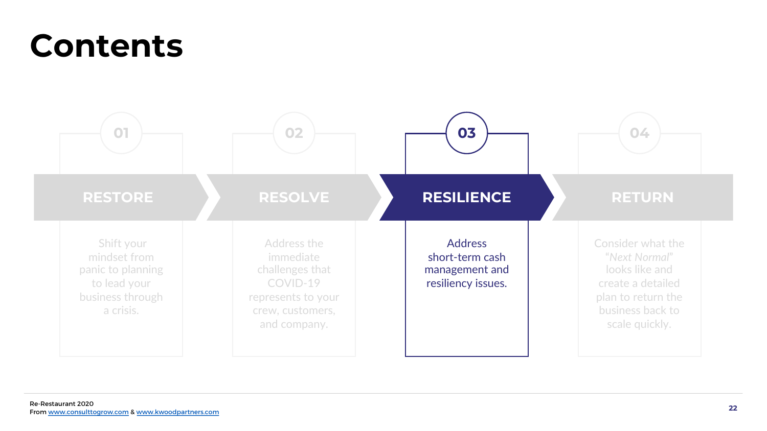# Contents

**01 RESTORE**

Shift your mindset from panic to planning to lead your business through a crisis.

**02 RESOLVE**

Address the immediate challenges that COVID-19 represents to your crew, customers, and company.

**03 RESILIENCE**

Address short-term cash management and resiliency issues.

**04 RETURN**

Consider what the “*Next Normal*” looks like and create a detailed plan to return the business back to scale quickly.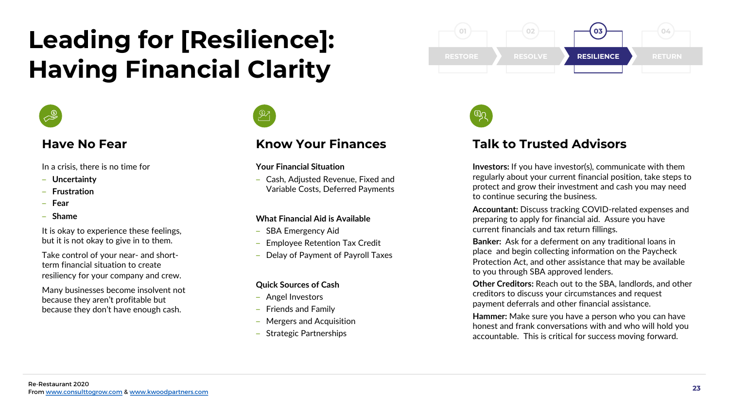# Leading for [Resilience]: Having Financial Clarity

01 RESTORE | 02 RESOLVE | 03 RESILIENCE | 04 RETURN

## Have No Fear

In a crisis, there is no time for

- **Uncertainty**
- **Frustration**
- **Fear**
- **Shame**

It is okay to experience these feelings, but it is not okay to give in to them.

Take control of your near- and short-term financial situation to create resiliency for your company and crew.

Many businesses become insolvent not because they aren't profitable but because they don't have enough cash.

## Know Your Finances

**Your Financial Situation**

- Cash, Adjusted Revenue, Fixed and Variable Costs, Deferred Payments

**What Financial Aid is Available**

- SBA Emergency Aid
- Employee Retention Tax Credit
- Delay of Payment of Payroll Taxes

**Quick Sources of Cash**

- Angel Investors
- Friends and Family
- Mergers and Acquisition
- Strategic Partnerships

## Talk to Trusted Advisors

**Investors:** If you have investor(s), communicate with them regularly about your current financial position, take steps to protect and grow their investment and cash you may need to continue securing the business.

**Accountant:** Discuss tracking COVID-related expenses and preparing to apply for financial aid. Assure you have current financials and tax return fillings.

**Banker:** Ask for a deferment on any traditional loans in place and begin collecting information on the Paycheck Protection Act, and other assistance that may be available to you through SBA approved lenders.

**Other Creditors:** Reach out to the SBA, landlords, and other creditors to discuss your circumstances and request payment deferrals and other financial assistance.

**Hammer:** Make sure you have a person who you can have honest and frank conversations with and who will hold you accountable. This is critical for success moving forward.

Re-Restaurant 2020
From www.consulttogrow.com & www.kwoodpartners.com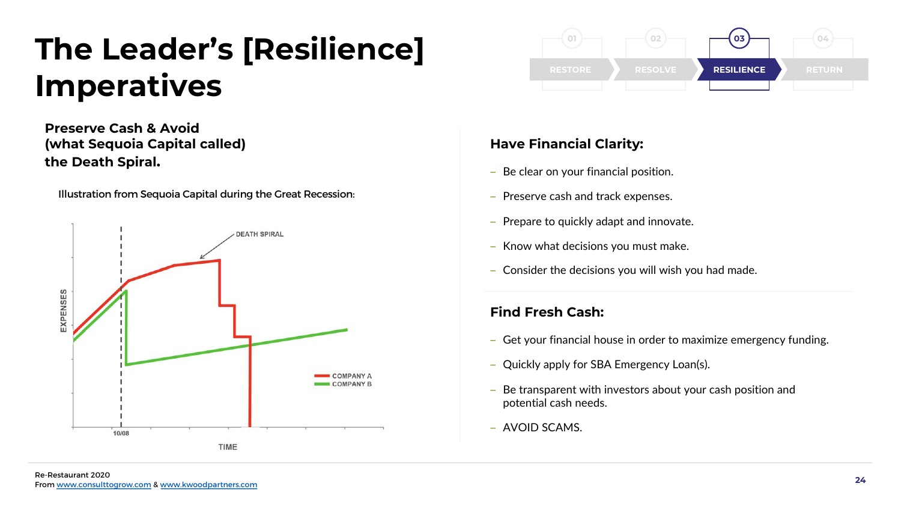# The Leader's [Resilience] Imperatives

01 RESTORE | 02 RESOLVE | 03 RESILIENCE | 04 RETURN

**Preserve Cash & Avoid (what Sequoia Capital called) the Death Spiral.**

Illustration from Sequoia Capital during the Great Recession:

## Have Financial Clarity:

- Be clear on your financial position.
- Preserve cash and track expenses.
- Prepare to quickly adapt and innovate.
- Know what decisions you must make.
- Consider the decisions you will wish you had made.

## Find Fresh Cash:

- Get your financial house in order to maximize emergency funding.
- Quickly apply for SBA Emergency Loan(s).
- Be transparent with investors about your cash position and potential cash needs.
- AVOID SCAMS.

Re-Restaurant 2020
From www.consulttogrow.com & www.kwoodpartners.com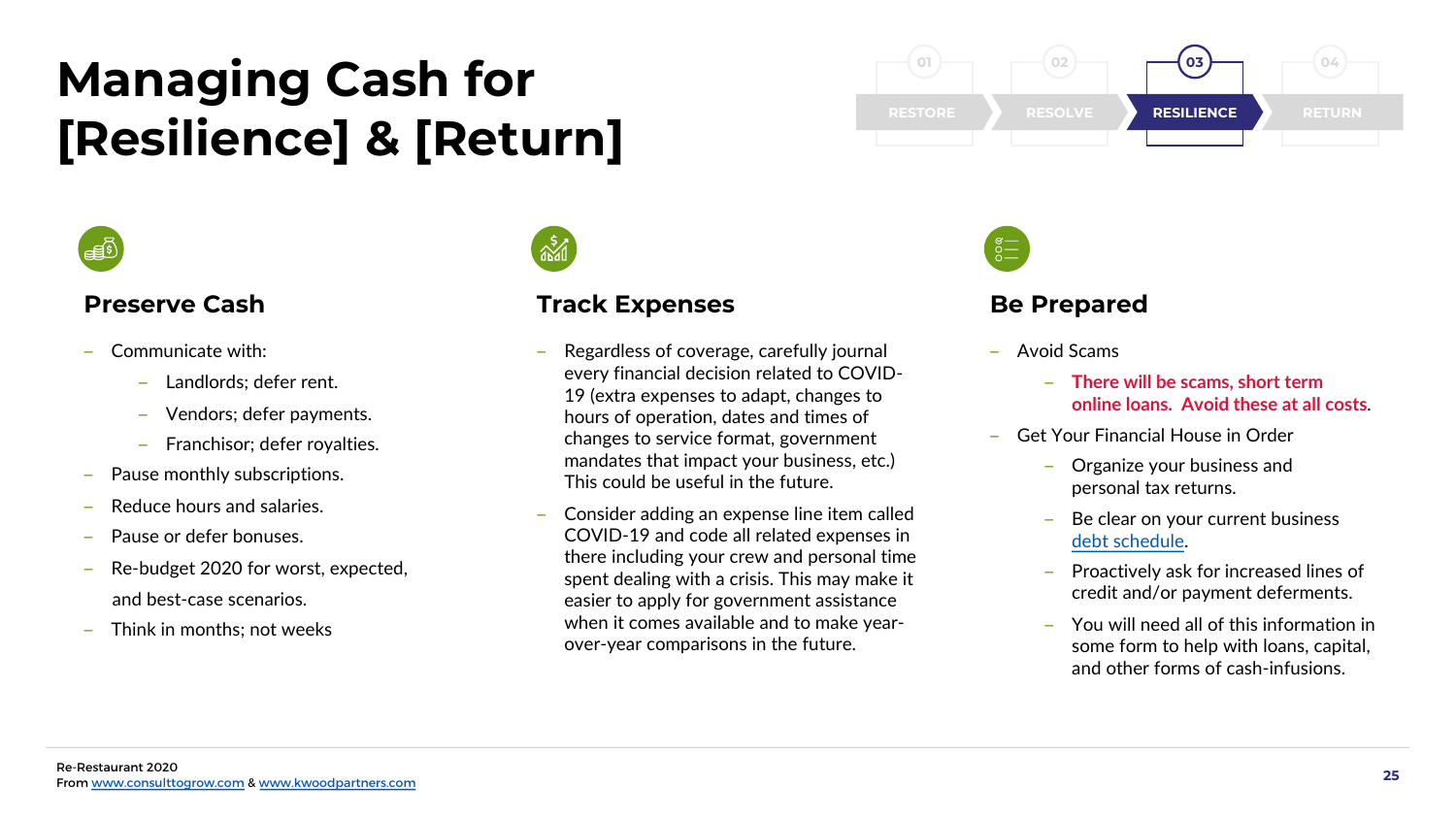# Managing Cash for [Resilience] & [Return]

01 RESTORE | 02 RESOLVE | **03 RESILIENCE** | 04 RETURN

## Preserve Cash

- Communicate with:
  - Landlords; defer rent.
  - Vendors; defer payments.
  - Franchisor; defer royalties.
- Pause monthly subscriptions.
- Reduce hours and salaries.
- Pause or defer bonuses.
- Re-budget 2020 for worst, expected, and best-case scenarios.
- Think in months; not weeks

## Track Expenses

- Regardless of coverage, carefully journal every financial decision related to COVID-19 (extra expenses to adapt, changes to hours of operation, dates and times of changes to service format, government mandates that impact your business, etc.) This could be useful in the future.
- Consider adding an expense line item called COVID-19 and code all related expenses in there including your crew and personal time spent dealing with a crisis. This may make it easier to apply for government assistance when it comes available and to make year-over-year comparisons in the future.

## Be Prepared

- Avoid Scams
  - **There will be scams, short term online loans. Avoid these at all costs.**
- Get Your Financial House in Order
  - Organize your business and personal tax returns.
  - Be clear on your current business [debt schedule](debt schedule).
  - Proactively ask for increased lines of credit and/or payment deferments.
  - You will need all of this information in some form to help with loans, capital, and other forms of cash-infusions.

Re-Restaurant 2020
From www.consulttogrow.com & www.kwoodpartners.com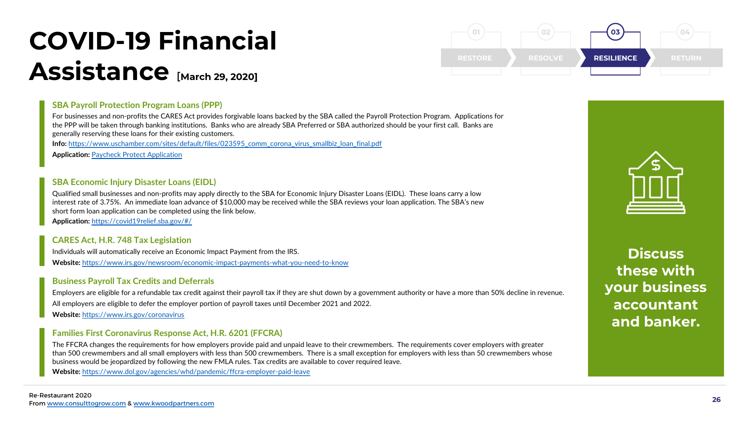# COVID-19 Financial Assistance [March 29, 2020]

01 RESTORE | 02 RESOLVE | **03 RESILIENCE** | 04 RETURN

### SBA Payroll Protection Program Loans (PPP)

For businesses and non-profits the CARES Act provides forgivable loans backed by the SBA called the Payroll Protection Program. Applications for the PPP will be taken through banking institutions. Banks who are already SBA Preferred or SBA authorized should be your first call. Banks are generally reserving these loans for their existing customers.

**Info:** https://www.uschamber.com/sites/default/files/023595_comm_corona_virus_smallbiz_loan_final.pdf

**Application:** Paycheck Protect Application

### SBA Economic Injury Disaster Loans (EIDL)

Qualified small businesses and non-profits may apply directly to the SBA for Economic Injury Disaster Loans (EIDL). These loans carry a low interest rate of 3.75%. An immediate loan advance of $10,000 may be received while the SBA reviews your loan application. The SBA's new short form loan application can be completed using the link below.

**Application:** https://covid19relief.sba.gov/#/

### CARES Act, H.R. 748 Tax Legislation

Individuals will automatically receive an Economic Impact Payment from the IRS.

**Website:** https://www.irs.gov/newsroom/economic-impact-payments-what-you-need-to-know

### Business Payroll Tax Credits and Deferrals

Employers are eligible for a refundable tax credit against their payroll tax if they are shut down by a government authority or have a more than 50% decline in revenue.

All employers are eligible to defer the employer portion of payroll taxes until December 2021 and 2022.

**Website:** https://www.irs.gov/coronavirus

### Families First Coronavirus Response Act, H.R. 6201 (FFCRA)

The FFCRA changes the requirements for how employers provide paid and unpaid leave to their crewmembers. The requirements cover employers with greater than 500 crewmembers and all small employers with less than 500 crewmembers. There is a small exception for employers with less than 50 crewmembers whose business would be jeopardized by following the new FMLA rules. Tax credits are available to cover required leave.

**Website:** https://www.dol.gov/agencies/whd/pandemic/ffcra-employer-paid-leave

**Discuss these with your business accountant and banker.**

Re-Restaurant 2020
From www.consulttogrow.com & www.kwoodpartners.com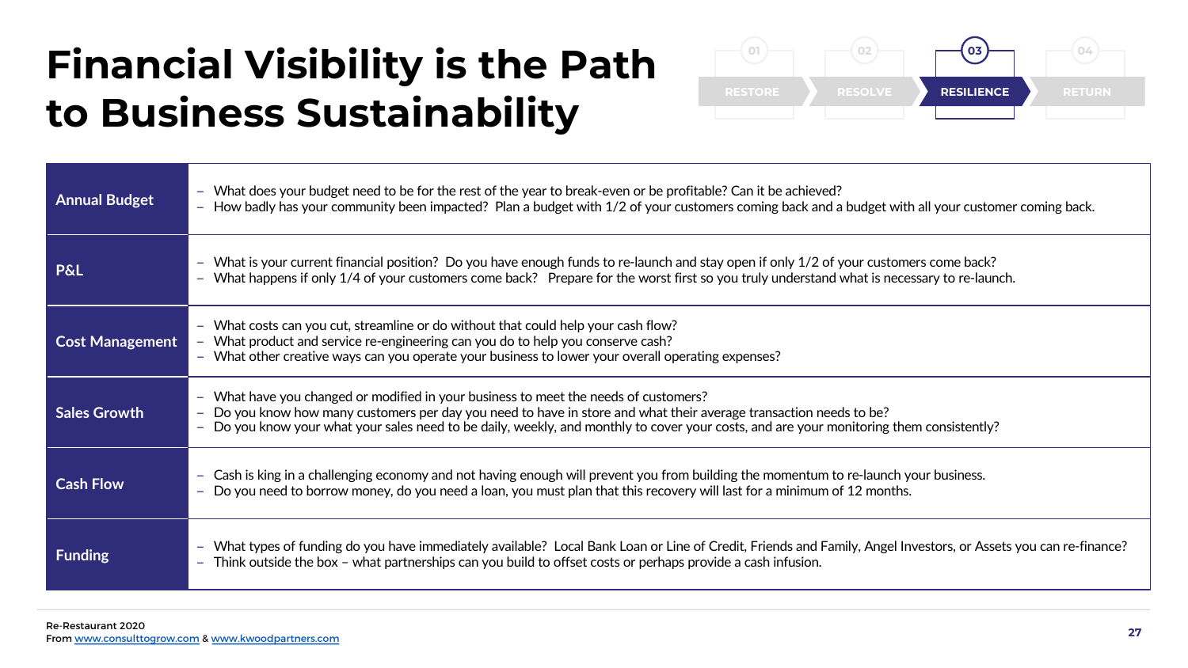# Financial Visibility is the Path to Business Sustainability

01 RESTORE | 02 RESOLVE | **03 RESILIENCE** | 04 RETURN

| | |
|---|---|
| **Annual Budget** | – What does your budget need to be for the rest of the year to break-even or be profitable? Can it be achieved?<br>– How badly has your community been impacted? Plan a budget with 1/2 of your customers coming back and a budget with all your customer coming back. |
| **P&L** | – What is your current financial position? Do you have enough funds to re-launch and stay open if only 1/2 of your customers come back?<br>– What happens if only 1/4 of your customers come back? Prepare for the worst first so you truly understand what is necessary to re-launch. |
| **Cost Management** | – What costs can you cut, streamline or do without that could help your cash flow?<br>– What product and service re-engineering can you do to help you conserve cash?<br>– What other creative ways can you operate your business to lower your overall operating expenses? |
| **Sales Growth** | – What have you changed or modified in your business to meet the needs of customers?<br>– Do you know how many customers per day you need to have in store and what their average transaction needs to be?<br>– Do you know your what your sales need to be daily, weekly, and monthly to cover your costs, and are your monitoring them consistently? |
| **Cash Flow** | – Cash is king in a challenging economy and not having enough will prevent you from building the momentum to re-launch your business.<br>– Do you need to borrow money, do you need a loan, you must plan that this recovery will last for a minimum of 12 months. |
| **Funding** | – What types of funding do you have immediately available? Local Bank Loan or Line of Credit, Friends and Family, Angel Investors, or Assets you can re-finance?<br>– Think outside the box – what partnerships can you build to offset costs or perhaps provide a cash infusion. |

Re-Restaurant 2020
From www.consulttogrow.com & www.kwoodpartners.com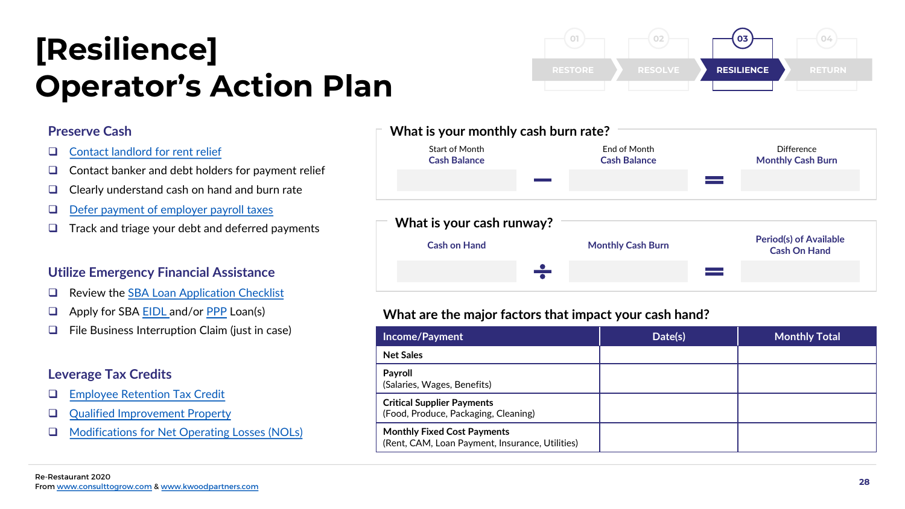# [Resilience] Operator's Action Plan

01 RESTORE · 02 RESOLVE · 03 RESILIENCE · 04 RETURN

## Preserve Cash

- ❑ Contact landlord for rent relief
- ❑ Contact banker and debt holders for payment relief
- ❑ Clearly understand cash on hand and burn rate
- ❑ Defer payment of employer payroll taxes
- ❑ Track and triage your debt and deferred payments

## Utilize Emergency Financial Assistance

- ❑ Review the SBA Loan Application Checklist
- ❑ Apply for SBA EIDL and/or PPP Loan(s)
- ❑ File Business Interruption Claim (just in case)

## Leverage Tax Credits

- ❑ Employee Retention Tax Credit
- ❑ Qualified Improvement Property
- ❑ Modifications for Net Operating Losses (NOLs)

## What is your monthly cash burn rate?

| Start of Month Cash Balance | − | End of Month Cash Balance | = | Difference Monthly Cash Burn |
|---|---|---|---|---|
| | | | | |

## What is your cash runway?

| Cash on Hand | ÷ | Monthly Cash Burn | = | Period(s) of Available Cash On Hand |
|---|---|---|---|---|
| | | | | |

## What are the major factors that impact your cash hand?

| Income/Payment | Date(s) | Monthly Total |
|---|---|---|
| **Net Sales** | | |
| **Payroll** (Salaries, Wages, Benefits) | | |
| **Critical Supplier Payments** (Food, Produce, Packaging, Cleaning) | | |
| **Monthly Fixed Cost Payments** (Rent, CAM, Loan Payment, Insurance, Utilities) | | |

Re-Restaurant 2020
From www.consulttogrow.com & www.kwoodpartners.com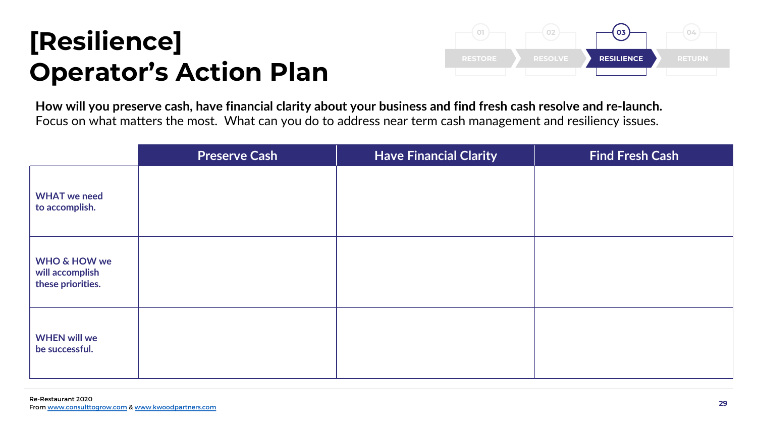# [Resilience] Operator's Action Plan

01 RESTORE | 02 RESOLVE | 03 RESILIENCE | 04 RETURN

**How will you preserve cash, have financial clarity about your business and find fresh cash resolve and re-launch.**
Focus on what matters the most. What can you do to address near term cash management and resiliency issues.

| | Preserve Cash | Have Financial Clarity | Find Fresh Cash |
|---|---|---|---|
| WHAT we need to accomplish. | | | |
| WHO & HOW we will accomplish these priorities. | | | |
| WHEN will we be successful. | | | |

Re-Restaurant 2020
From www.consulttogrow.com & www.kwoodpartners.com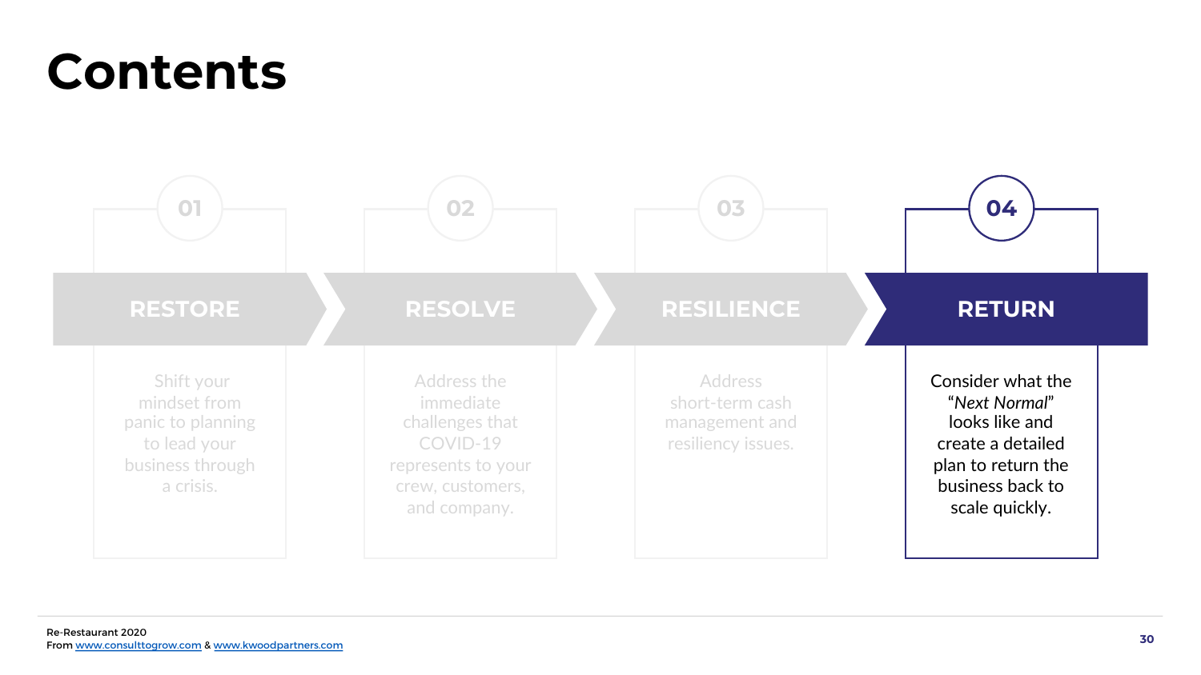# Contents

**01 RESTORE**

Shift your mindset from panic to planning to lead your business through a crisis.

**02 RESOLVE**

Address the immediate challenges that COVID-19 represents to your crew, customers, and company.

**03 RESILIENCE**

Address short-term cash management and resiliency issues.

**04 RETURN**

Consider what the "*Next Normal*" looks like and create a detailed plan to return the business back to scale quickly.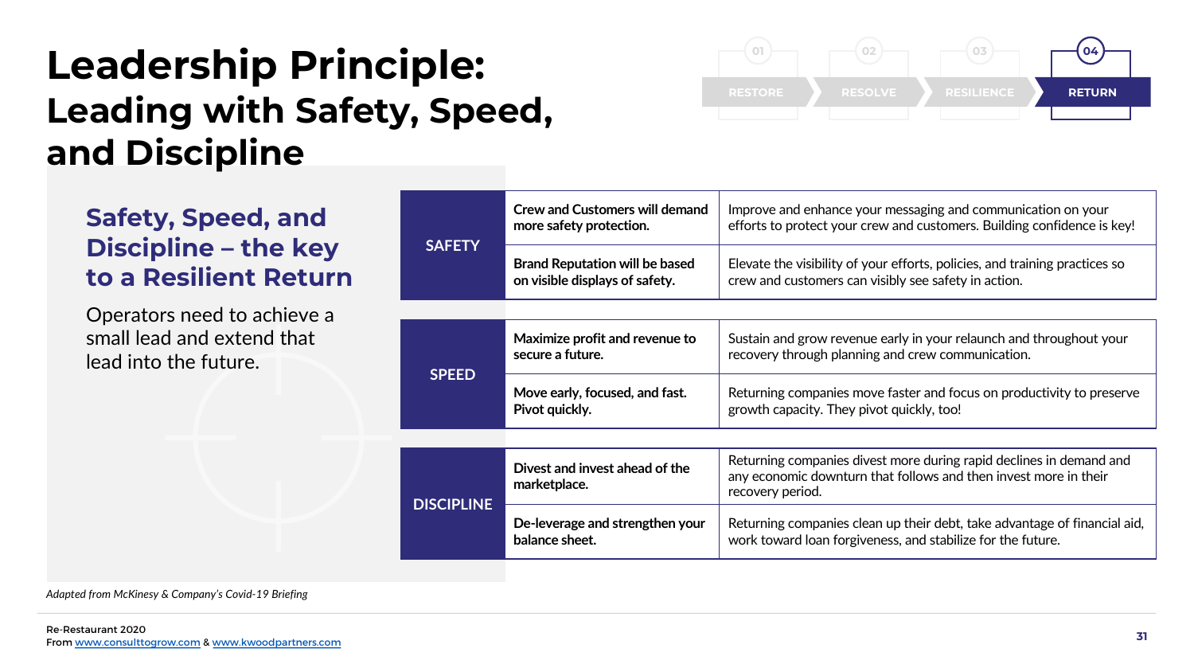# Leadership Principle:
## Leading with Safety, Speed, and Discipline

01 RESTORE · 02 RESOLVE · 03 RESILIENCE · **04 RETURN**

### Safety, Speed, and Discipline – the key to a Resilient Return

Operators need to achieve a small lead and extend that lead into the future.

| | | |
|---|---|---|
| **SAFETY** | **Crew and Customers will demand more safety protection.** | Improve and enhance your messaging and communication on your efforts to protect your crew and customers. Building confidence is key! |
| | **Brand Reputation will be based on visible displays of safety.** | Elevate the visibility of your efforts, policies, and training practices so crew and customers can visibly see safety in action. |
| **SPEED** | **Maximize profit and revenue to secure a future.** | Sustain and grow revenue early in your relaunch and throughout your recovery through planning and crew communication. |
| | **Move early, focused, and fast. Pivot quickly.** | Returning companies move faster and focus on productivity to preserve growth capacity. They pivot quickly, too! |
| **DISCIPLINE** | **Divest and invest ahead of the marketplace.** | Returning companies divest more during rapid declines in demand and any economic downturn that follows and then invest more in their recovery period. |
| | **De-leverage and strengthen your balance sheet.** | Returning companies clean up their debt, take advantage of financial aid, work toward loan forgiveness, and stabilize for the future. |

*Adapted from McKinesy & Company's Covid-19 Briefing*

Re-Restaurant 2020
From www.consulttogrow.com & www.kwoodpartners.com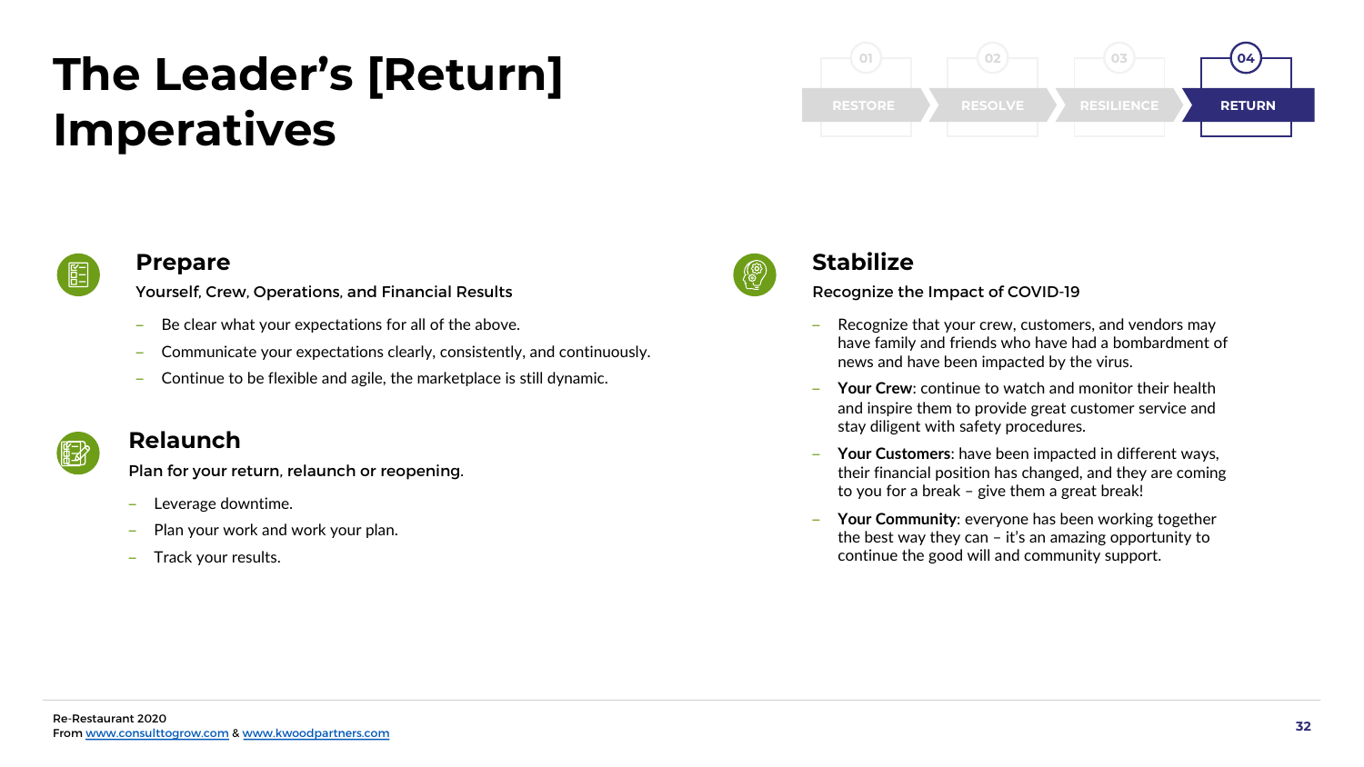# The Leader's [Return] Imperatives

01 RESTORE | 02 RESOLVE | 03 RESILIENCE | 04 RETURN

## Prepare

Yourself, Crew, Operations, and Financial Results

- Be clear what your expectations for all of the above.
- Communicate your expectations clearly, consistently, and continuously.
- Continue to be flexible and agile, the marketplace is still dynamic.

## Relaunch

Plan for your return, relaunch or reopening.

- Leverage downtime.
- Plan your work and work your plan.
- Track your results.

## Stabilize

Recognize the Impact of COVID-19

- Recognize that your crew, customers, and vendors may have family and friends who have had a bombardment of news and have been impacted by the virus.
- **Your Crew**: continue to watch and monitor their health and inspire them to provide great customer service and stay diligent with safety procedures.
- **Your Customers**: have been impacted in different ways, their financial position has changed, and they are coming to you for a break – give them a great break!
- **Your Community**: everyone has been working together the best way they can – it's an amazing opportunity to continue the good will and community support.

Re-Restaurant 2020
From www.consulttogrow.com & www.kwoodpartners.com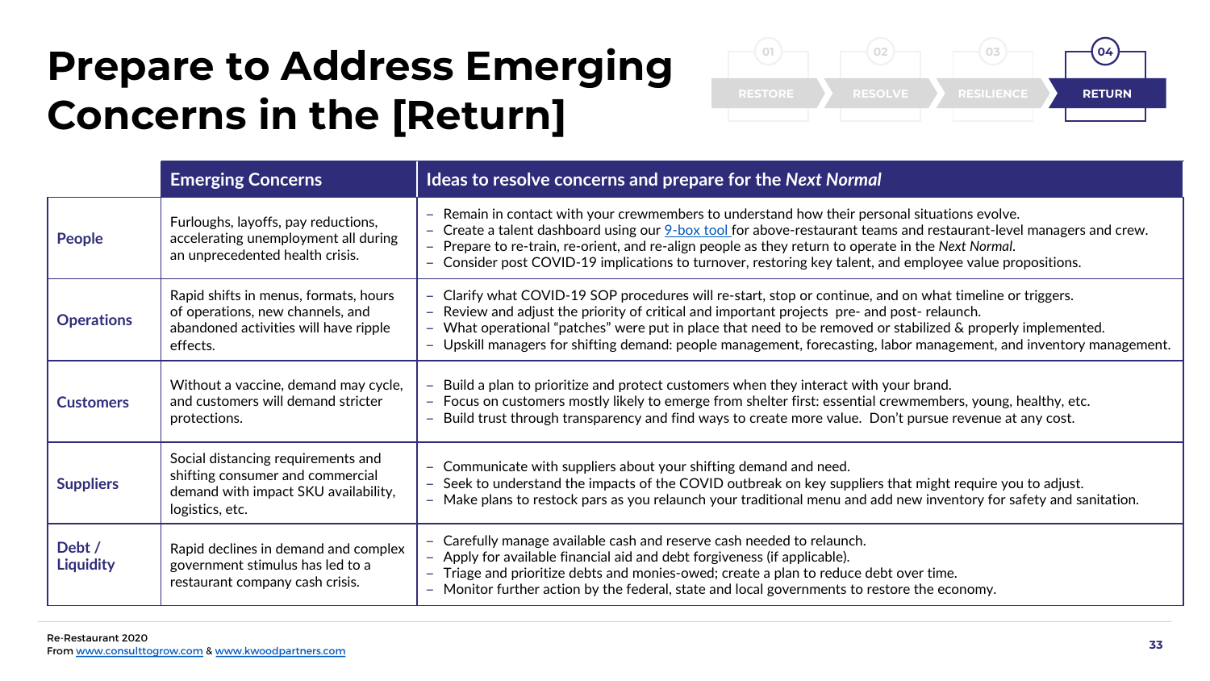# Prepare to Address Emerging Concerns in the [Return]

01 RESTORE | 02 RESOLVE | 03 RESILIENCE | **04 RETURN**

| | Emerging Concerns | Ideas to resolve concerns and prepare for the *Next Normal* |
|---|---|---|
| **People** | Furloughs, layoffs, pay reductions, accelerating unemployment all during an unprecedented health crisis. | – Remain in contact with your crewmembers to understand how their personal situations evolve.<br>– Create a talent dashboard using our 9-box tool for above-restaurant teams and restaurant-level managers and crew.<br>– Prepare to re-train, re-orient, and re-align people as they return to operate in the *Next Normal.*<br>– Consider post COVID-19 implications to turnover, restoring key talent, and employee value propositions. |
| **Operations** | Rapid shifts in menus, formats, hours of operations, new channels, and abandoned activities will have ripple effects. | – Clarify what COVID-19 SOP procedures will re-start, stop or continue, and on what timeline or triggers.<br>– Review and adjust the priority of critical and important projects pre- and post- relaunch.<br>– What operational "patches" were put in place that need to be removed or stabilized & properly implemented.<br>– Upskill managers for shifting demand: people management, forecasting, labor management, and inventory management. |
| **Customers** | Without a vaccine, demand may cycle, and customers will demand stricter protections. | – Build a plan to prioritize and protect customers when they interact with your brand.<br>– Focus on customers mostly likely to emerge from shelter first: essential crewmembers, young, healthy, etc.<br>– Build trust through transparency and find ways to create more value. Don't pursue revenue at any cost. |
| **Suppliers** | Social distancing requirements and shifting consumer and commercial demand with impact SKU availability, logistics, etc. | – Communicate with suppliers about your shifting demand and need.<br>– Seek to understand the impacts of the COVID outbreak on key suppliers that might require you to adjust.<br>– Make plans to restock pars as you relaunch your traditional menu and add new inventory for safety and sanitation. |
| **Debt / Liquidity** | Rapid declines in demand and complex government stimulus has led to a restaurant company cash crisis. | – Carefully manage available cash and reserve cash needed to relaunch.<br>– Apply for available financial aid and debt forgiveness (if applicable).<br>– Triage and prioritize debts and monies-owed; create a plan to reduce debt over time.<br>– Monitor further action by the federal, state and local governments to restore the economy. |

Re-Restaurant 2020
From www.consulttogrow.com & www.kwoodpartners.com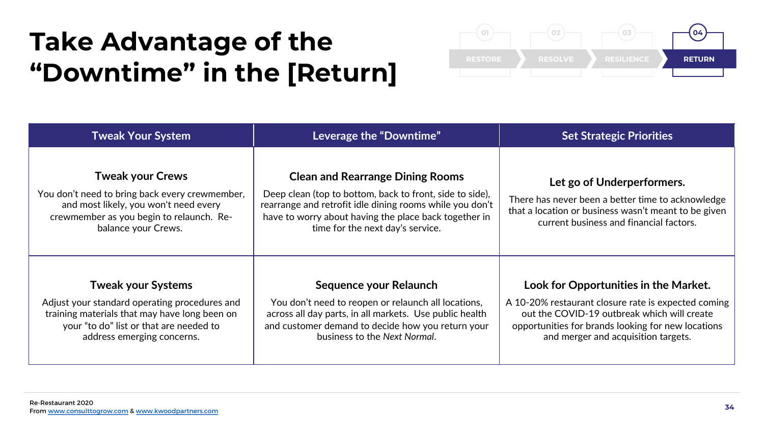# Take Advantage of the "Downtime" in the [Return]

01 RESTORE | 02 RESOLVE | 03 RESILIENCE | 04 RETURN

| Tweak Your System | Leverage the "Downtime" | Set Strategic Priorities |
|---|---|---|
| **Tweak your Crews**<br>You don't need to bring back every crewmember, and most likely, you won't need every crewmember as you begin to relaunch. Re-balance your Crews. | **Clean and Rearrange Dining Rooms**<br>Deep clean (top to bottom, back to front, side to side), rearrange and retrofit idle dining rooms while you don't have to worry about having the place back together in time for the next day's service. | **Let go of Underperformers.**<br>There has never been a better time to acknowledge that a location or business wasn't meant to be given current business and financial factors. |
| **Tweak your Systems**<br>Adjust your standard operating procedures and training materials that may have long been on your "to do" list or that are needed to address emerging concerns. | **Sequence your Relaunch**<br>You don't need to reopen or relaunch all locations, across all day parts, in all markets. Use public health and customer demand to decide how you return your business to the *Next Normal*. | **Look for Opportunities in the Market.**<br>A 10-20% restaurant closure rate is expected coming out the COVID-19 outbreak which will create opportunities for brands looking for new locations and merger and acquisition targets. |

Re-Restaurant 2020
From www.consulttogrow.com & www.kwoodpartners.com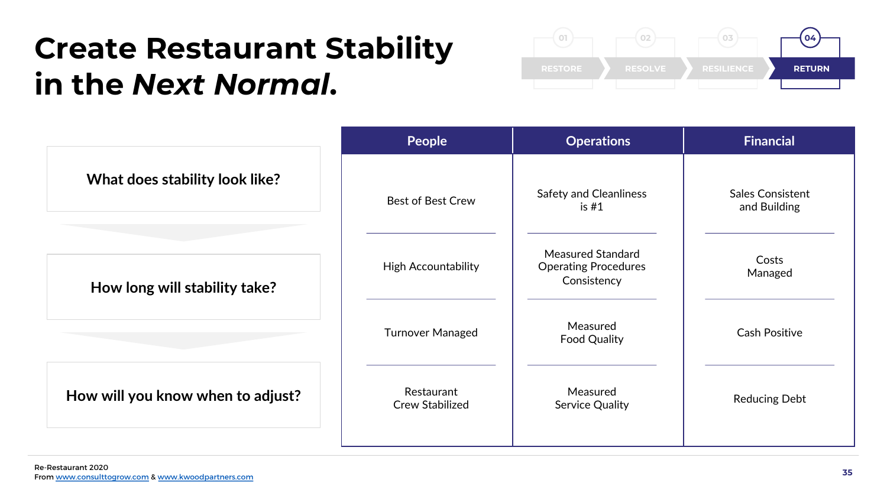# Create Restaurant Stability in the *Next Normal*.

01 RESTORE · 02 RESOLVE · 03 RESILIENCE · **04 RETURN**

**What does stability look like?**

**How long will stability take?**

**How will you know when to adjust?**

| People | Operations | Financial |
| --- | --- | --- |
| Best of Best Crew | Safety and Cleanliness is #1 | Sales Consistent and Building |
| High Accountability | Measured Standard Operating Procedures Consistency | Costs Managed |
| Turnover Managed | Measured Food Quality | Cash Positive |
| Restaurant Crew Stabilized | Measured Service Quality | Reducing Debt |

Re-Restaurant 2020
From www.consulttogrow.com & www.kwoodpartners.com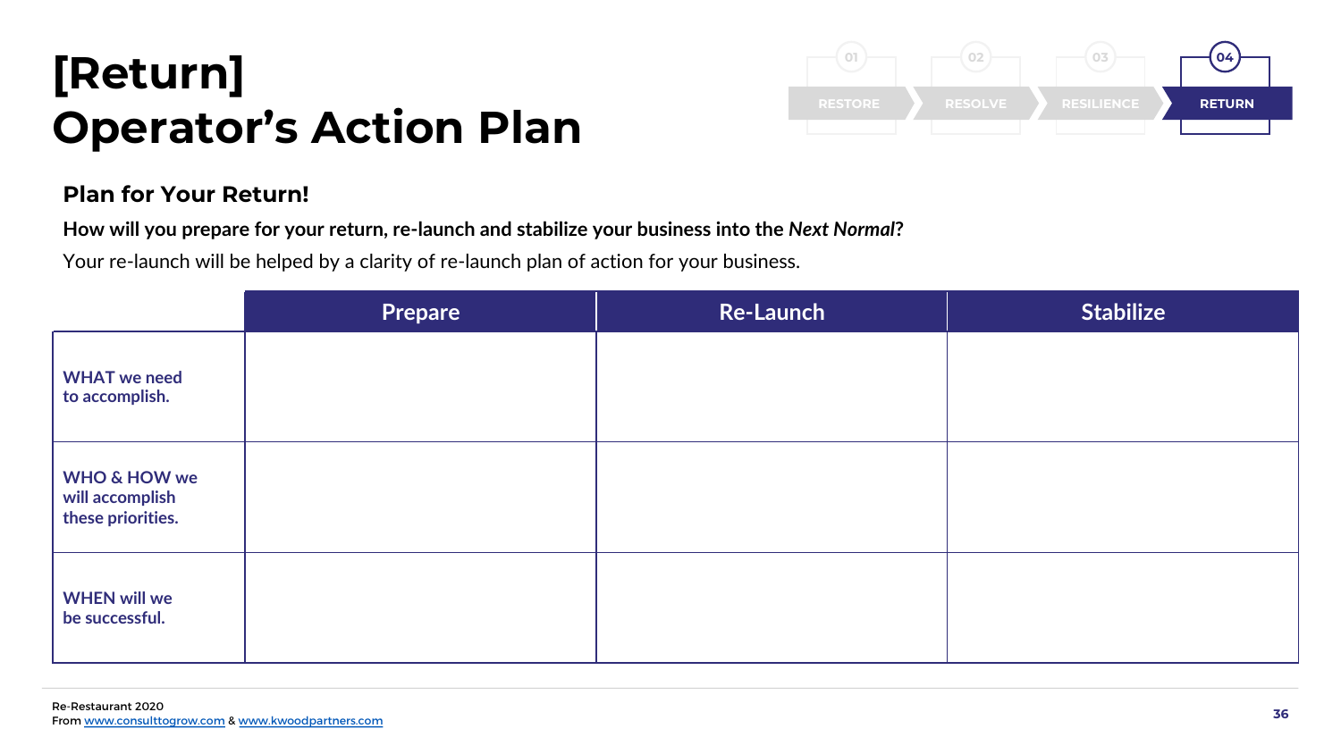# [Return]
# Operator's Action Plan

01 RESTORE | 02 RESOLVE | 03 RESILIENCE | **04 RETURN**

### Plan for Your Return!

**How will you prepare for your return, re-launch and stabilize your business into the *Next Normal*?**

Your re-launch will be helped by a clarity of re-launch plan of action for your business.

| | Prepare | Re-Launch | Stabilize |
|---|---|---|---|
| **WHAT we need to accomplish.** | | | |
| **WHO & HOW we will accomplish these priorities.** | | | |
| **WHEN will we be successful.** | | | |

Re-Restaurant 2020
From www.consulttogrow.com & www.kwoodpartners.com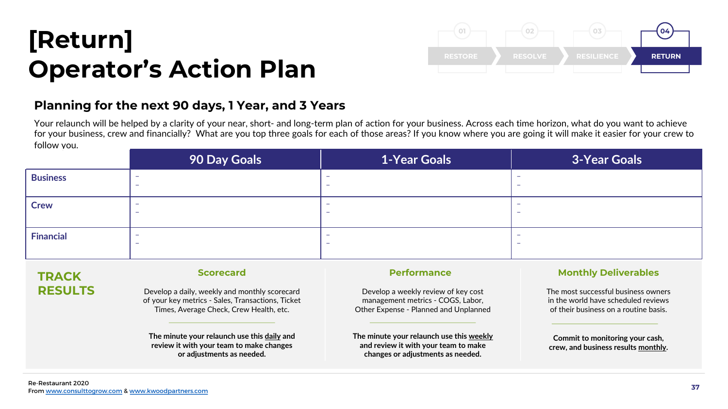# [Return] Operator's Action Plan

01 RESTORE | 02 RESOLVE | 03 RESILIENCE | 04 RETURN

## Planning for the next 90 days, 1 Year, and 3 Years

Your relaunch will be helped by a clarity of your near, short- and long-term plan of action for your business. Across each time horizon, what do you want to achieve for your business, crew and financially? What are you top three goals for each of those areas? If you know where you are going it will make it easier for your crew to follow you.

| | 90 Day Goals | 1-Year Goals | 3-Year Goals |
|---|---|---|---|
| **Business** | –<br>– | –<br>– | –<br>– |
| **Crew** | –<br>– | –<br>– | –<br>– |
| **Financial** | –<br>– | –<br>– | –<br>– |

## TRACK RESULTS

### Scorecard

Develop a daily, weekly and monthly scorecard of your key metrics - Sales, Transactions, Ticket Times, Average Check, Crew Health, etc.

**The minute your relaunch use this daily and review it with your team to make changes or adjustments as needed.**

### Performance

Develop a weekly review of key cost management metrics - COGS, Labor, Other Expense - Planned and Unplanned

**The minute your relaunch use this weekly and review it with your team to make changes or adjustments as needed.**

### Monthly Deliverables

The most successful business owners in the world have scheduled reviews of their business on a routine basis.

**Commit to monitoring your cash, crew, and business results monthly.**

Re-Restaurant 2020
From www.consulttogrow.com & www.kwoodpartners.com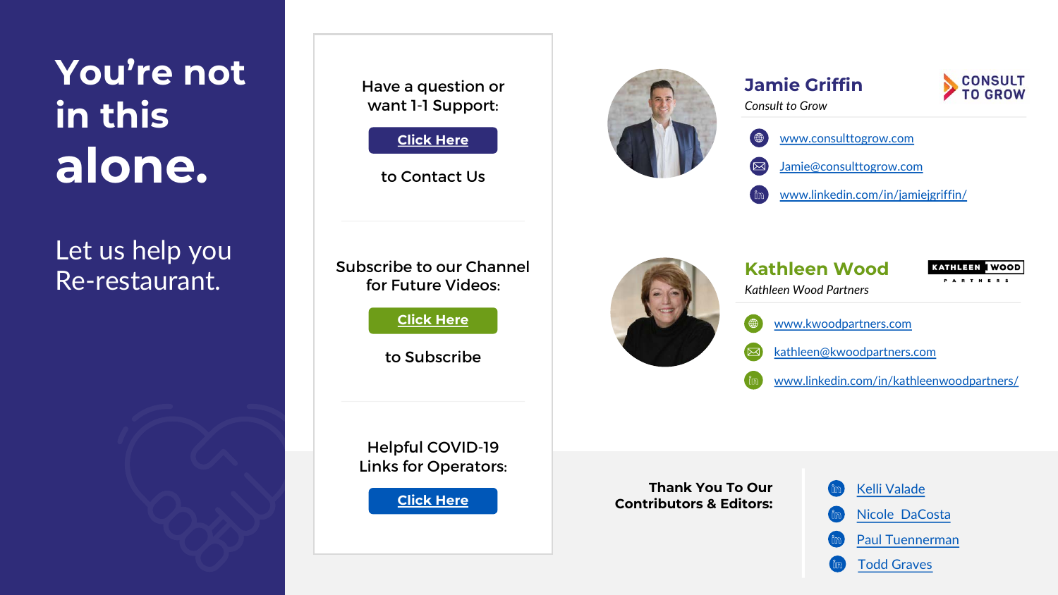# You're not in this alone.

Let us help you Re-restaurant.

Have a question or want 1-1 Support:

**Click Here**

to Contact Us

Subscribe to our Channel for Future Videos:

**Click Here**

to Subscribe

Helpful COVID-19 Links for Operators:

**Click Here**

## Jamie Griffin

*Consult to Grow*

CONSULT TO GROW

- www.consulttogrow.com
- Jamie@consulttogrow.com
- www.linkedin.com/in/jamiejgriffin/

## Kathleen Wood

*Kathleen Wood Partners*

KATHLEEN WOOD PARTNERS

- www.kwoodpartners.com
- kathleen@kwoodpartners.com
- www.linkedin.com/in/kathleenwoodpartners/

**Thank You To Our Contributors & Editors:**

- Kelli Valade
- Nicole DaCosta
- Paul Tuennerman
- Todd Graves